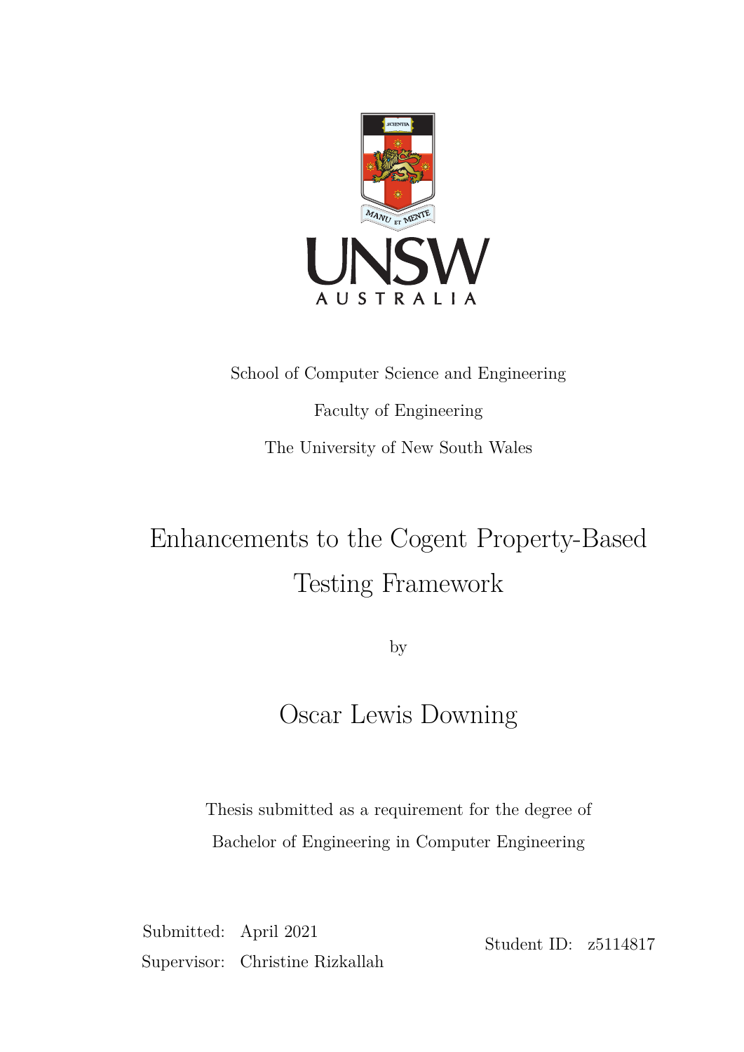School of Computer Science and Engineering

Faculty of Engineering

The University of New South Wales

# Enhancements to the Cogent Property-Based Testing Framework

by

## Oscar Lewis Downing

Thesis submitted as a requirement for the degree of

Bachelor of Engineering in Computer Engineering

Submitted: April 2021

Supervisor: Christine Rizkallah

Student ID: z5114817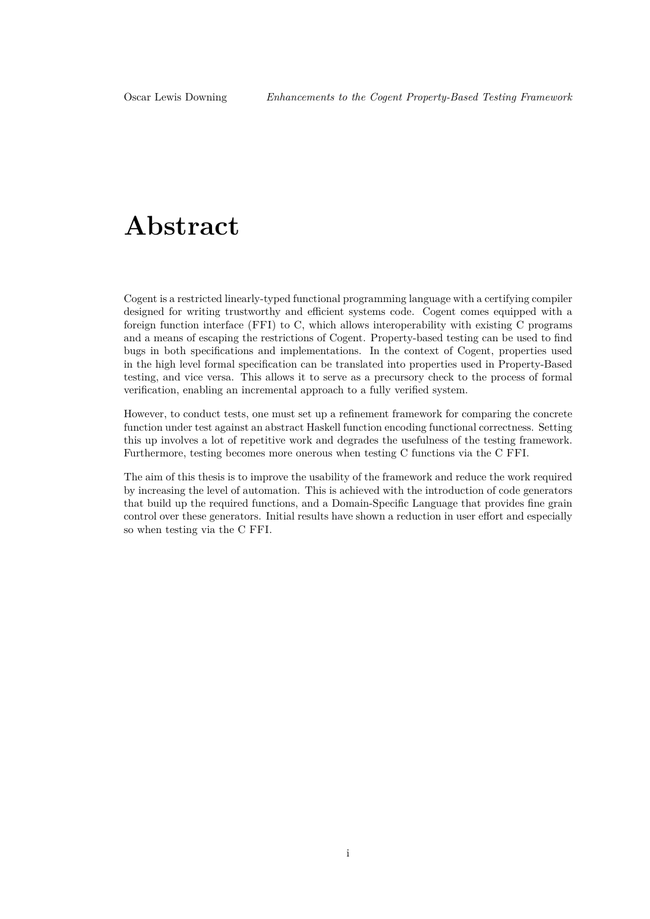# Abstract

Cogent is a restricted linearly-typed functional programming language with a certifying compiler designed for writing trustworthy and efficient systems code. Cogent comes equipped with a foreign function interface (FFI) to C, which allows interoperability with existing C programs and a means of escaping the restrictions of Cogent. Property-based testing can be used to find bugs in both specifications and implementations. In the context of Cogent, properties used in the high level formal specification can be translated into properties used in Property-Based testing, and vice versa. This allows it to serve as a precursory check to the process of formal verification, enabling an incremental approach to a fully verified system.

However, to conduct tests, one must set up a refinement framework for comparing the concrete function under test against an abstract Haskell function encoding functional correctness. Setting this up involves a lot of repetitive work and degrades the usefulness of the testing framework. Furthermore, testing becomes more onerous when testing C functions via the C FFI.

The aim of this thesis is to improve the usability of the framework and reduce the work required by increasing the level of automation. This is achieved with the introduction of code generators that build up the required functions, and a Domain-Specific Language that provides fine grain control over these generators. Initial results have shown a reduction in user effort and especially so when testing via the C FFI.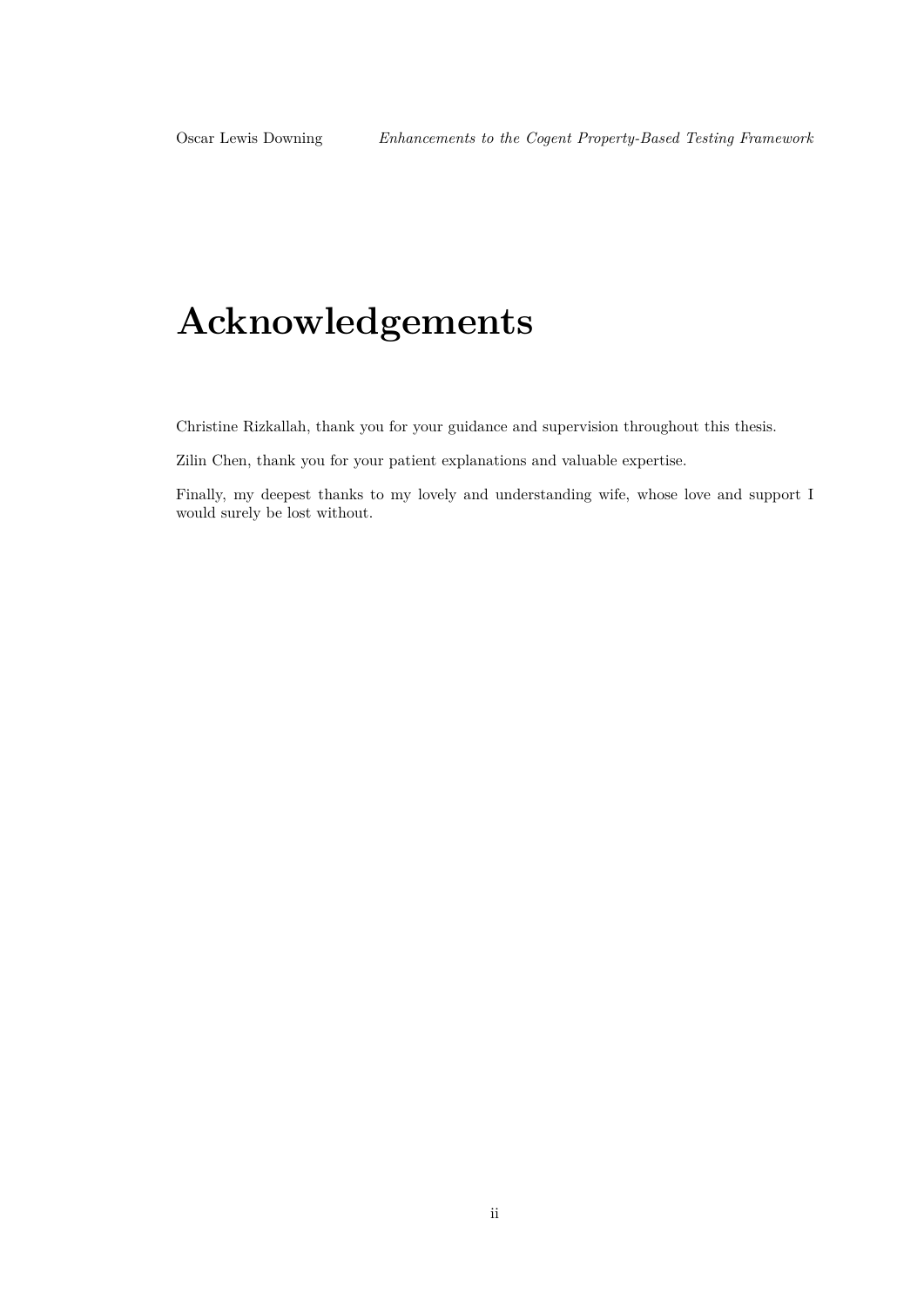# Acknowledgements

Christine Rizkallah, thank you for your guidance and supervision throughout this thesis.

Zilin Chen, thank you for your patient explanations and valuable expertise.

Finally, my deepest thanks to my lovely and understanding wife, whose love and support I would surely be lost without.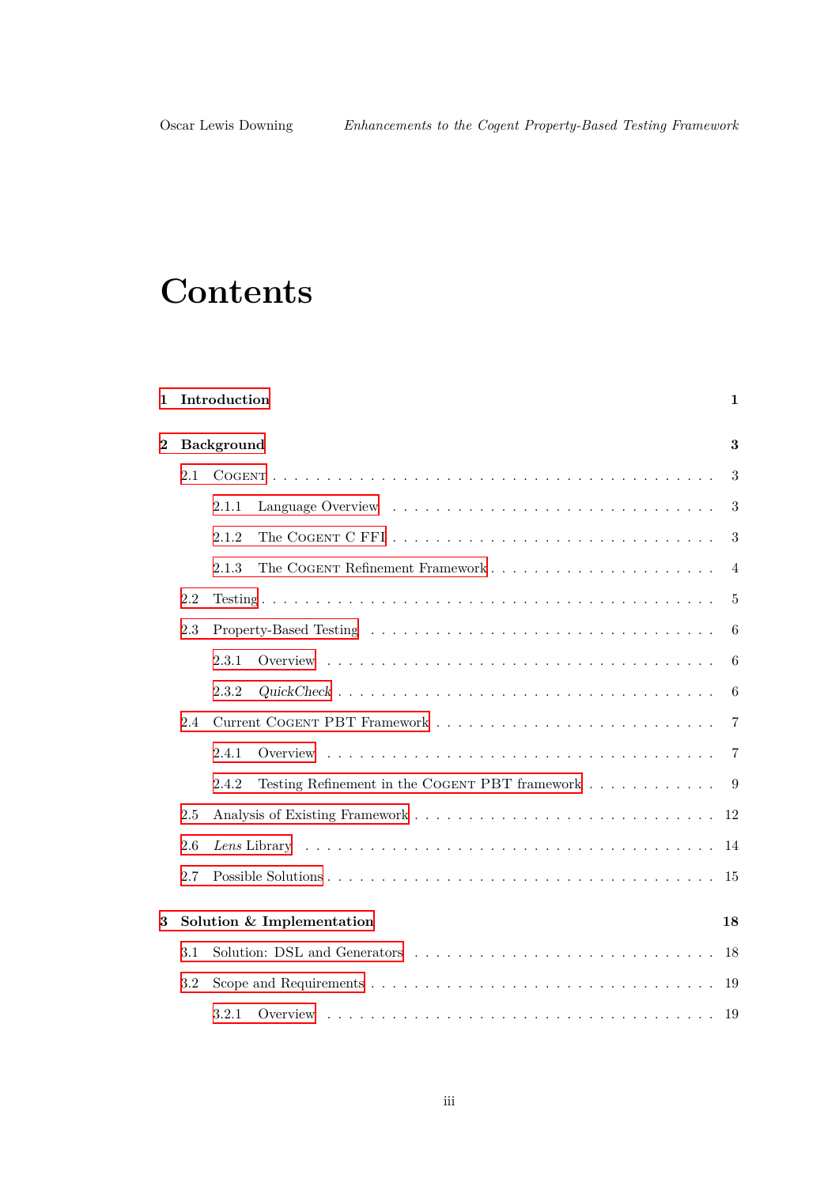# Contents

- **1 Introduction** — 1
- **2 Background** — 3
  - 2.1 Cogent — 3
    - 2.1.1 Language Overview — 3
    - 2.1.2 The Cogent C FFI — 3
    - 2.1.3 The Cogent Refinement Framework — 4
  - 2.2 Testing — 5
  - 2.3 Property-Based Testing — 6
    - 2.3.1 Overview — 6
    - 2.3.2 *QuickCheck* — 6
  - 2.4 Current Cogent PBT Framework — 7
    - 2.4.1 Overview — 7
    - 2.4.2 Testing Refinement in the Cogent PBT framework — 9
  - 2.5 Analysis of Existing Framework — 12
  - 2.6 *Lens* Library — 14
  - 2.7 Possible Solutions — 15
- **3 Solution & Implementation** — 18
  - 3.1 Solution: DSL and Generators — 18
  - 3.2 Scope and Requirements — 19
    - 3.2.1 Overview — 19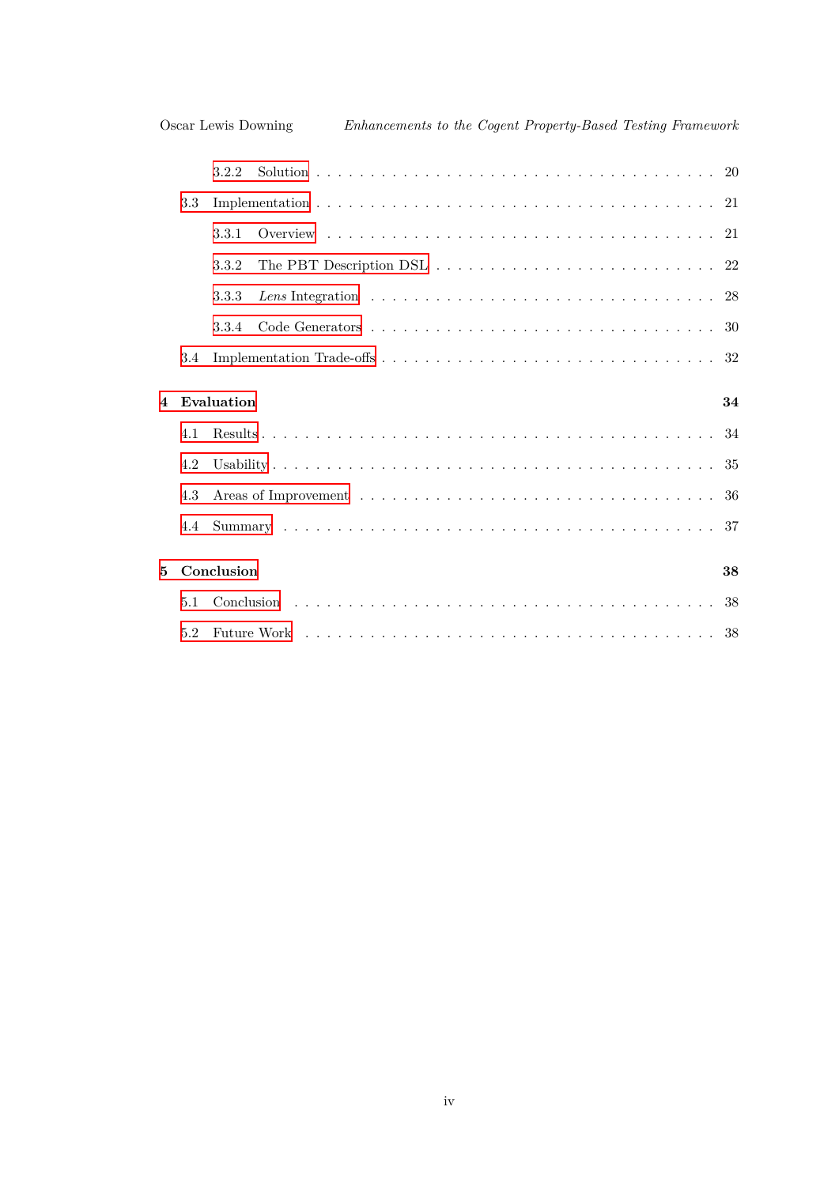- 3.2.2 Solution . . . . . . . . . . 20
- 3.3 Implementation . . . . . . . . . . 21
  - 3.3.1 Overview . . . . . . . . . . 21
  - 3.3.2 The PBT Description DSL . . . . . . . . . . 22
  - 3.3.3 *Lens* Integration . . . . . . . . . . 28
  - 3.3.4 Code Generators . . . . . . . . . . 30
- 3.4 Implementation Trade-offs . . . . . . . . . . 32

**4 Evaluation** **34**

- 4.1 Results . . . . . . . . . . 34
- 4.2 Usability . . . . . . . . . . 35
- 4.3 Areas of Improvement . . . . . . . . . . 36
- 4.4 Summary . . . . . . . . . . 37

**5 Conclusion** **38**

- 5.1 Conclusion . . . . . . . . . . 38
- 5.2 Future Work . . . . . . . . . . 38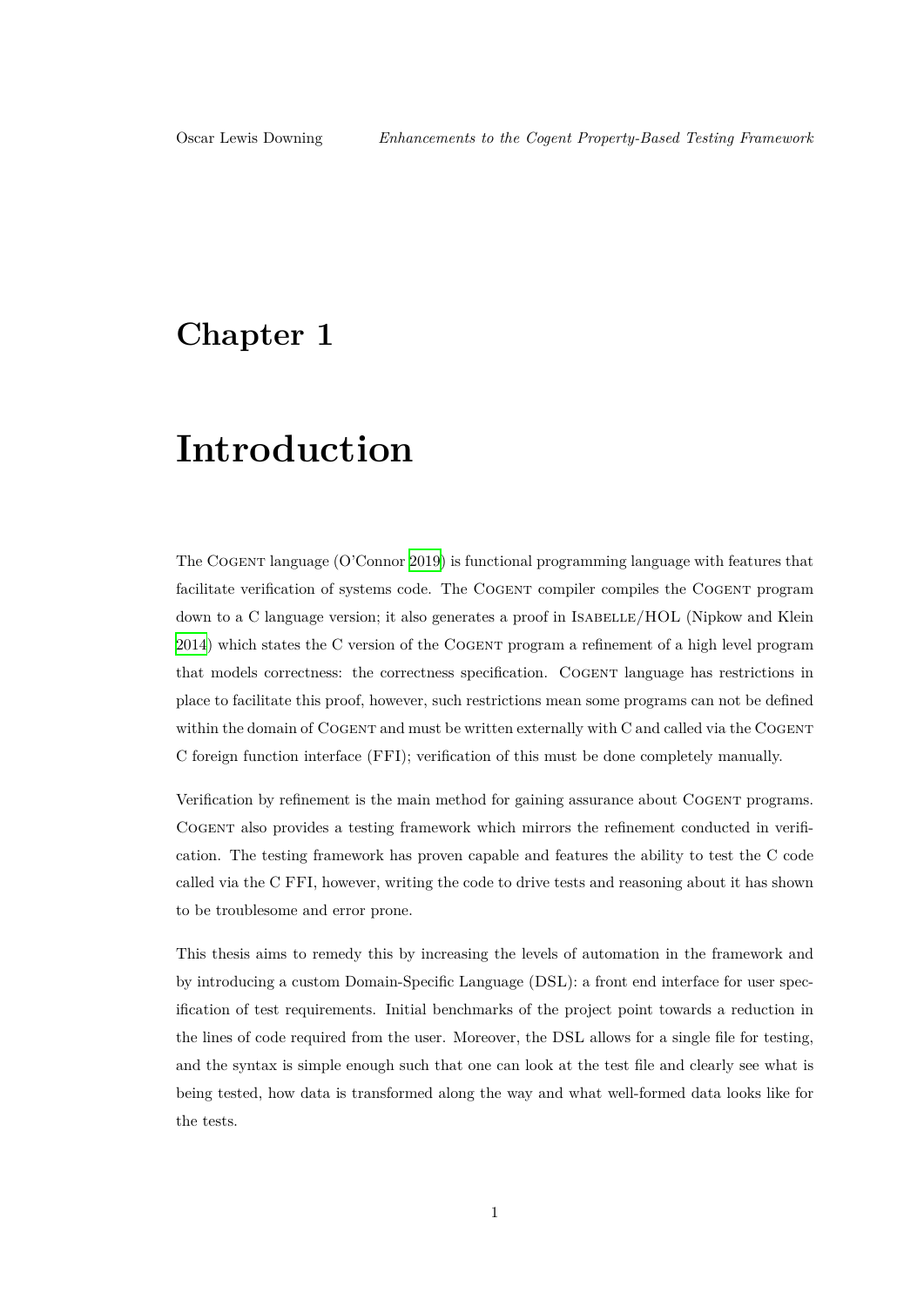# Chapter 1

# Introduction

The Cogent language (O'Connor 2019) is functional programming language with features that facilitate verification of systems code. The Cogent compiler compiles the Cogent program down to a C language version; it also generates a proof in Isabelle/HOL (Nipkow and Klein 2014) which states the C version of the Cogent program a refinement of a high level program that models correctness: the correctness specification. Cogent language has restrictions in place to facilitate this proof, however, such restrictions mean some programs can not be defined within the domain of Cogent and must be written externally with C and called via the Cogent C foreign function interface (FFI); verification of this must be done completely manually.

Verification by refinement is the main method for gaining assurance about Cogent programs. Cogent also provides a testing framework which mirrors the refinement conducted in verification. The testing framework has proven capable and features the ability to test the C code called via the C FFI, however, writing the code to drive tests and reasoning about it has shown to be troublesome and error prone.

This thesis aims to remedy this by increasing the levels of automation in the framework and by introducing a custom Domain-Specific Language (DSL): a front end interface for user specification of test requirements. Initial benchmarks of the project point towards a reduction in the lines of code required from the user. Moreover, the DSL allows for a single file for testing, and the syntax is simple enough such that one can look at the test file and clearly see what is being tested, how data is transformed along the way and what well-formed data looks like for the tests.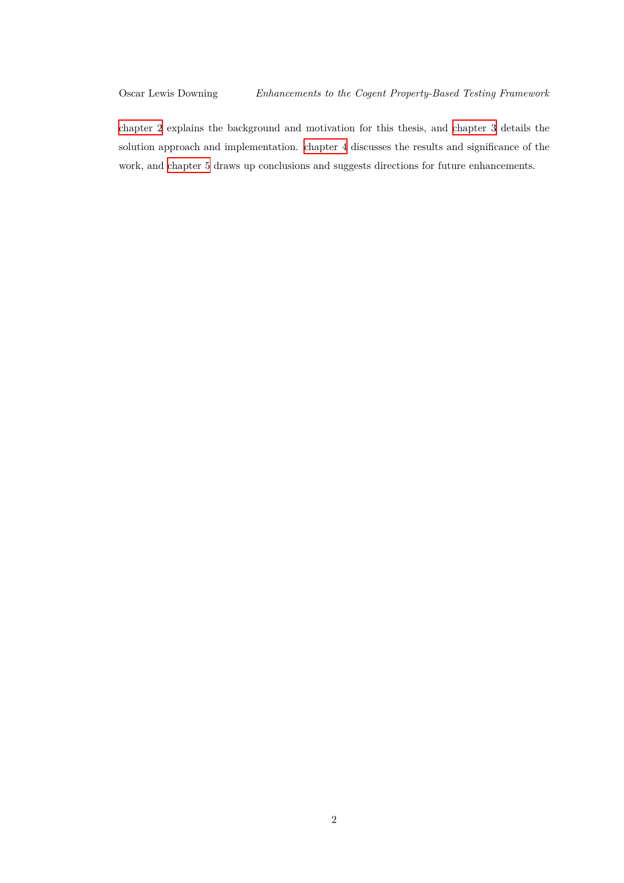chapter 2 explains the background and motivation for this thesis, and chapter 3 details the solution approach and implementation. chapter 4 discusses the results and significance of the work, and chapter 5 draws up conclusions and suggests directions for future enhancements.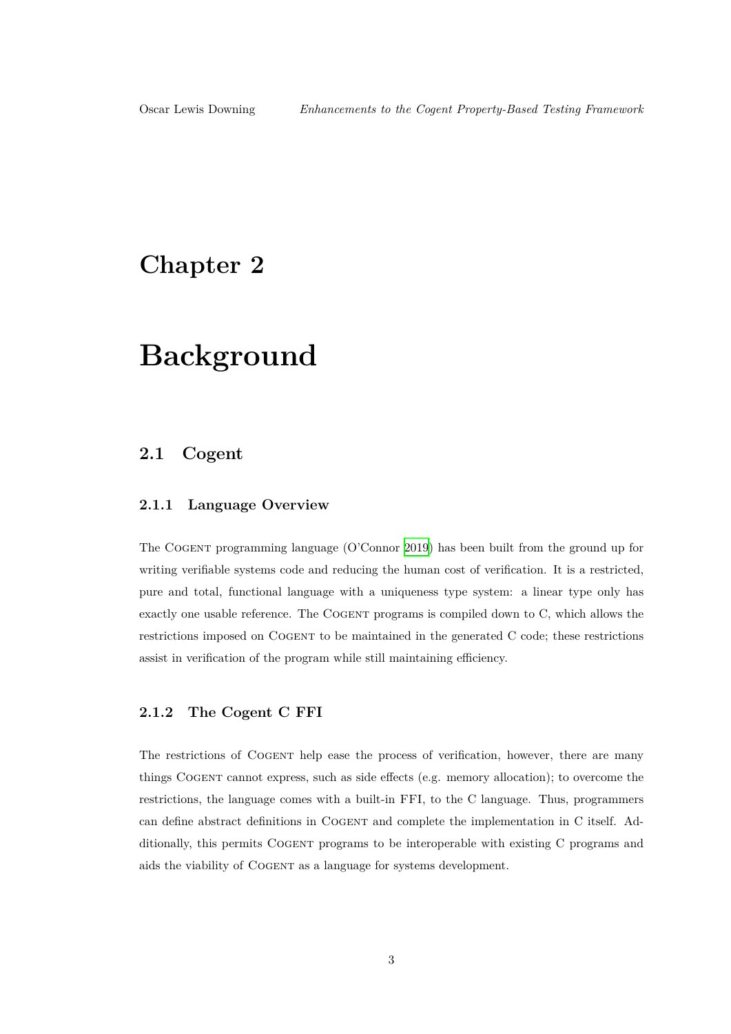# Chapter 2

# Background

## 2.1 Cogent

### 2.1.1 Language Overview

The Cogent programming language (O'Connor 2019) has been built from the ground up for writing verifiable systems code and reducing the human cost of verification. It is a restricted, pure and total, functional language with a uniqueness type system: a linear type only has exactly one usable reference. The Cogent programs is compiled down to C, which allows the restrictions imposed on Cogent to be maintained in the generated C code; these restrictions assist in verification of the program while still maintaining efficiency.

### 2.1.2 The Cogent C FFI

The restrictions of Cogent help ease the process of verification, however, there are many things Cogent cannot express, such as side effects (e.g. memory allocation); to overcome the restrictions, the language comes with a built-in FFI, to the C language. Thus, programmers can define abstract definitions in Cogent and complete the implementation in C itself. Additionally, this permits Cogent programs to be interoperable with existing C programs and aids the viability of Cogent as a language for systems development.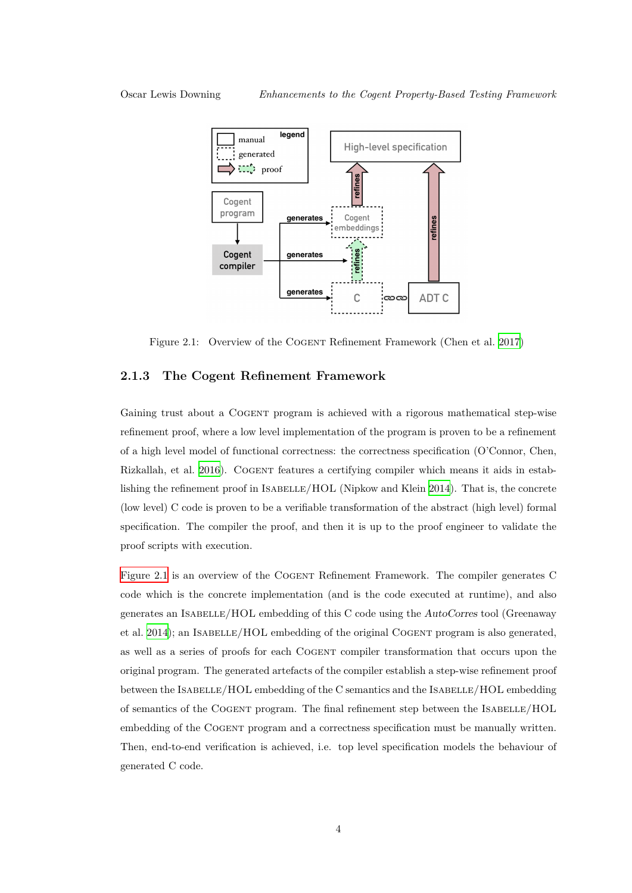Figure 2.1: Overview of the COGENT Refinement Framework (Chen et al. 2017)

### 2.1.3 The Cogent Refinement Framework

Gaining trust about a COGENT program is achieved with a rigorous mathematical step-wise refinement proof, where a low level implementation of the program is proven to be a refinement of a high level model of functional correctness: the correctness specification (O'Connor, Chen, Rizkallah, et al. 2016). COGENT features a certifying compiler which means it aids in establishing the refinement proof in ISABELLE/HOL (Nipkow and Klein 2014). That is, the concrete (low level) C code is proven to be a verifiable transformation of the abstract (high level) formal specification. The compiler the proof, and then it is up to the proof engineer to validate the proof scripts with execution.

Figure 2.1 is an overview of the COGENT Refinement Framework. The compiler generates C code which is the concrete implementation (and is the code executed at runtime), and also generates an ISABELLE/HOL embedding of this C code using the *AutoCorres* tool (Greenaway et al. 2014); an ISABELLE/HOL embedding of the original COGENT program is also generated, as well as a series of proofs for each COGENT compiler transformation that occurs upon the original program. The generated artefacts of the compiler establish a step-wise refinement proof between the ISABELLE/HOL embedding of the C semantics and the ISABELLE/HOL embedding of semantics of the COGENT program. The final refinement step between the ISABELLE/HOL embedding of the COGENT program and a correctness specification must be manually written. Then, end-to-end verification is achieved, i.e. top level specification models the behaviour of generated C code.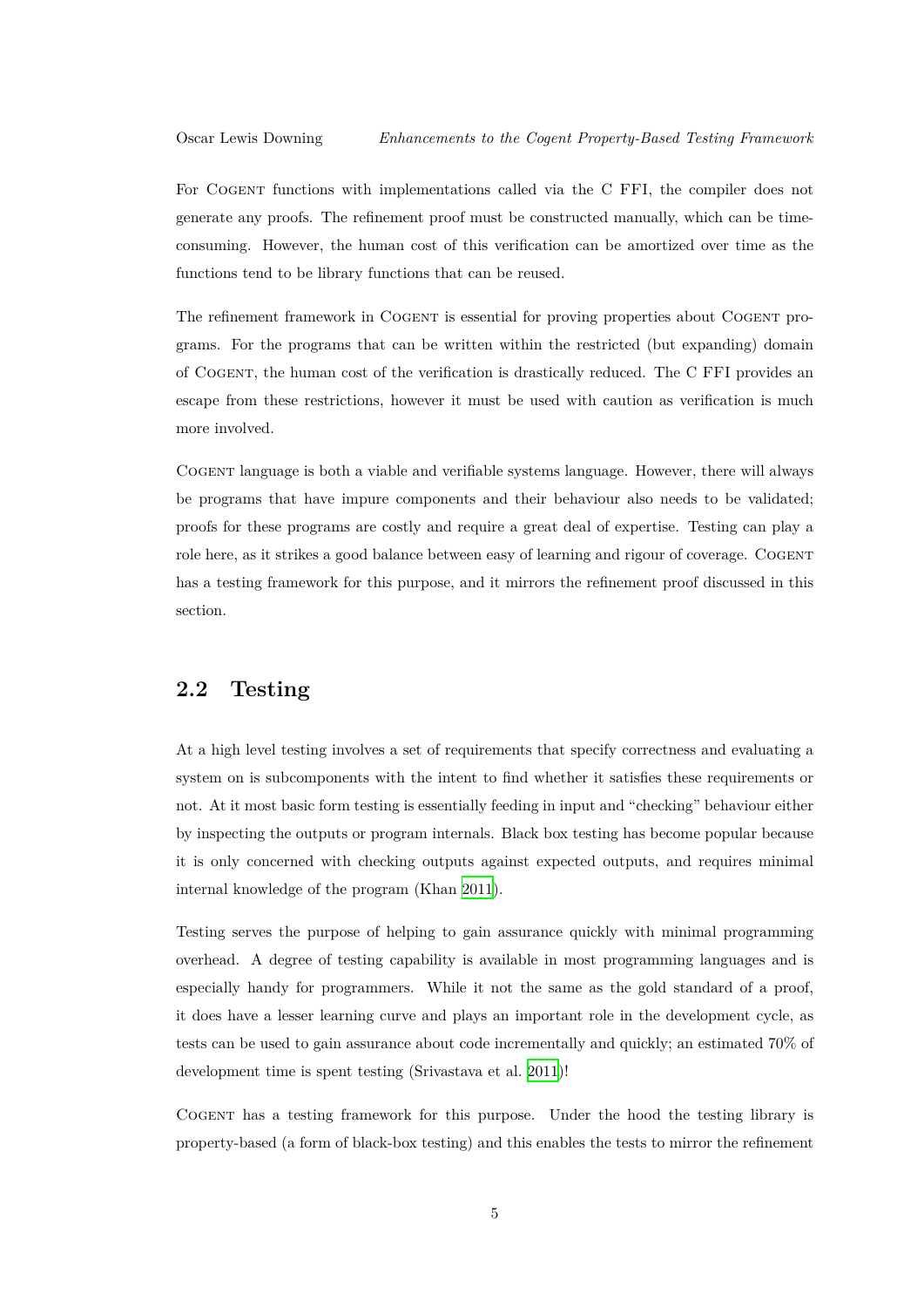For Cogent functions with implementations called via the C FFI, the compiler does not generate any proofs. The refinement proof must be constructed manually, which can be time-consuming. However, the human cost of this verification can be amortized over time as the functions tend to be library functions that can be reused.

The refinement framework in Cogent is essential for proving properties about Cogent programs. For the programs that can be written within the restricted (but expanding) domain of Cogent, the human cost of the verification is drastically reduced. The C FFI provides an escape from these restrictions, however it must be used with caution as verification is much more involved.

Cogent language is both a viable and verifiable systems language. However, there will always be programs that have impure components and their behaviour also needs to be validated; proofs for these programs are costly and require a great deal of expertise. Testing can play a role here, as it strikes a good balance between easy of learning and rigour of coverage. Cogent has a testing framework for this purpose, and it mirrors the refinement proof discussed in this section.

## 2.2 Testing

At a high level testing involves a set of requirements that specify correctness and evaluating a system on is subcomponents with the intent to find whether it satisfies these requirements or not. At it most basic form testing is essentially feeding in input and "checking" behaviour either by inspecting the outputs or program internals. Black box testing has become popular because it is only concerned with checking outputs against expected outputs, and requires minimal internal knowledge of the program (Khan 2011).

Testing serves the purpose of helping to gain assurance quickly with minimal programming overhead. A degree of testing capability is available in most programming languages and is especially handy for programmers. While it not the same as the gold standard of a proof, it does have a lesser learning curve and plays an important role in the development cycle, as tests can be used to gain assurance about code incrementally and quickly; an estimated 70% of development time is spent testing (Srivastava et al. 2011)!

Cogent has a testing framework for this purpose. Under the hood the testing library is property-based (a form of black-box testing) and this enables the tests to mirror the refinement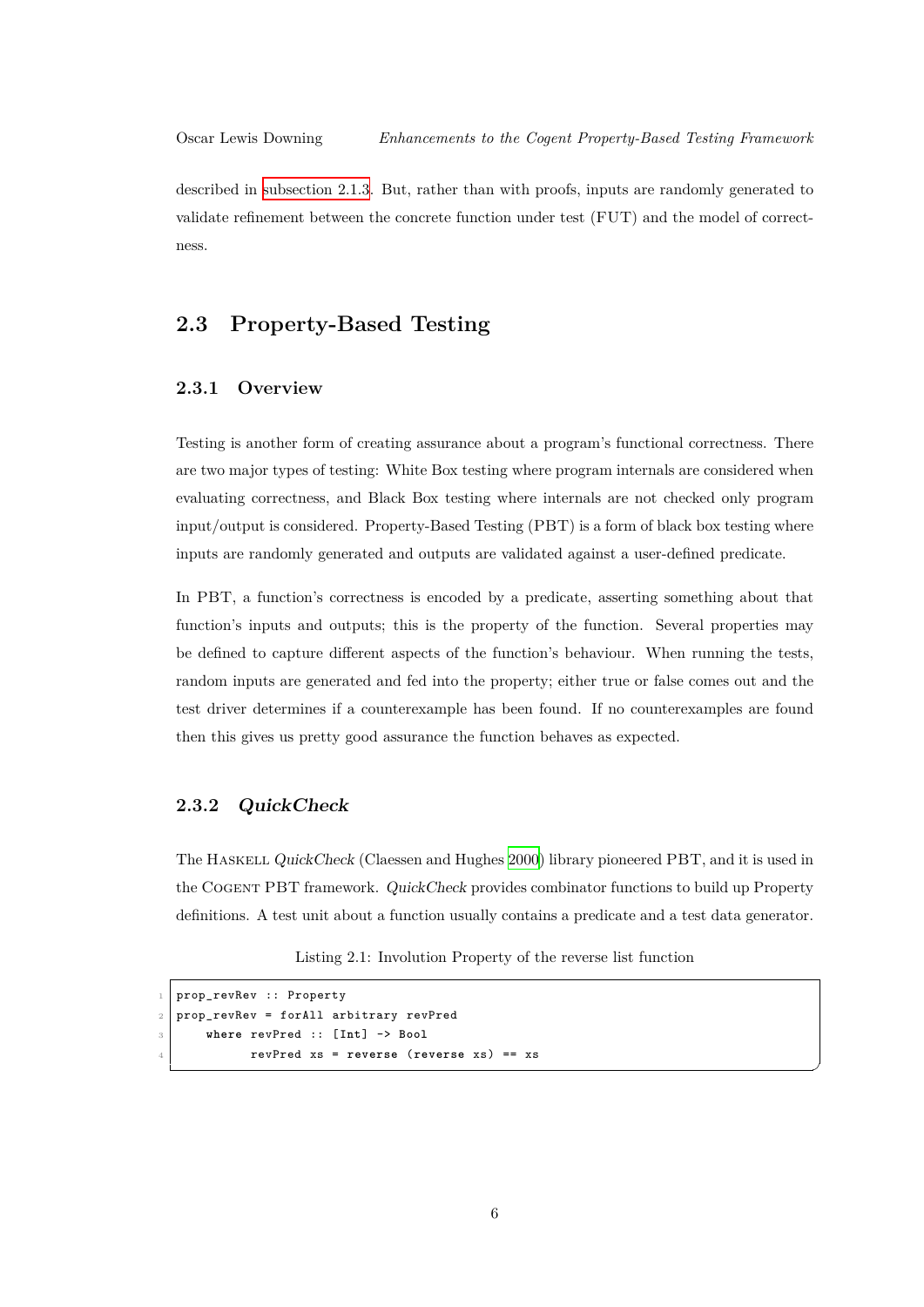described in subsection 2.1.3. But, rather than with proofs, inputs are randomly generated to validate refinement between the concrete function under test (FUT) and the model of correctness.

## 2.3 Property-Based Testing

### 2.3.1 Overview

Testing is another form of creating assurance about a program's functional correctness. There are two major types of testing: White Box testing where program internals are considered when evaluating correctness, and Black Box testing where internals are not checked only program input/output is considered. Property-Based Testing (PBT) is a form of black box testing where inputs are randomly generated and outputs are validated against a user-defined predicate.

In PBT, a function's correctness is encoded by a predicate, asserting something about that function's inputs and outputs; this is the property of the function. Several properties may be defined to capture different aspects of the function's behaviour. When running the tests, random inputs are generated and fed into the property; either true or false comes out and the test driver determines if a counterexample has been found. If no counterexamples are found then this gives us pretty good assurance the function behaves as expected.

### 2.3.2 *QuickCheck*

The Haskell *QuickCheck* (Claessen and Hughes 2000) library pioneered PBT, and it is used in the Cogent PBT framework. *QuickCheck* provides combinator functions to build up Property definitions. A test unit about a function usually contains a predicate and a test data generator.

Listing 2.1: Involution Property of the reverse list function

```
prop_revRev :: Property
prop_revRev = forAll arbitrary revPred
    where revPred :: [Int] -> Bool
          revPred xs = reverse (reverse xs) == xs
```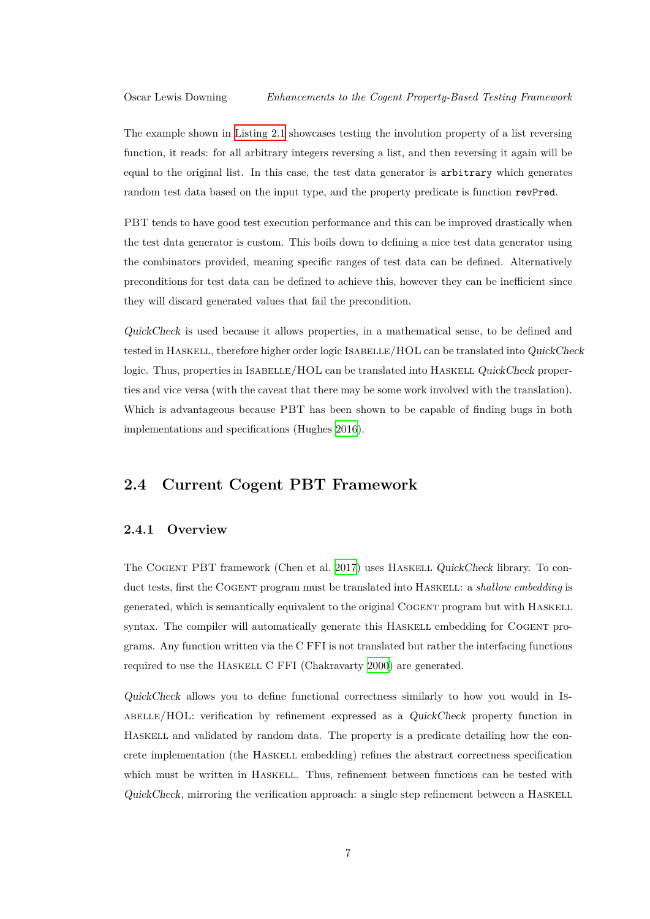The example shown in Listing 2.1 showcases testing the involution property of a list reversing function, it reads: for all arbitrary integers reversing a list, and then reversing it again will be equal to the original list. In this case, the test data generator is `arbitrary` which generates random test data based on the input type, and the property predicate is function `revPred`.

PBT tends to have good test execution performance and this can be improved drastically when the test data generator is custom. This boils down to defining a nice test data generator using the combinators provided, meaning specific ranges of test data can be defined. Alternatively preconditions for test data can be defined to achieve this, however they can be inefficient since they will discard generated values that fail the precondition.

*QuickCheck* is used because it allows properties, in a mathematical sense, to be defined and tested in Haskell, therefore higher order logic Isabelle/HOL can be translated into *QuickCheck* logic. Thus, properties in Isabelle/HOL can be translated into Haskell *QuickCheck* properties and vice versa (with the caveat that there may be some work involved with the translation). Which is advantageous because PBT has been shown to be capable of finding bugs in both implementations and specifications (Hughes 2016).

## 2.4 Current Cogent PBT Framework

### 2.4.1 Overview

The Cogent PBT framework (Chen et al. 2017) uses Haskell *QuickCheck* library. To conduct tests, first the Cogent program must be translated into Haskell: a *shallow embedding* is generated, which is semantically equivalent to the original Cogent program but with Haskell syntax. The compiler will automatically generate this Haskell embedding for Cogent programs. Any function written via the C FFI is not translated but rather the interfacing functions required to use the Haskell C FFI (Chakravarty 2000) are generated.

*QuickCheck* allows you to define functional correctness similarly to how you would in Isabelle/HOL: verification by refinement expressed as a *QuickCheck* property function in Haskell and validated by random data. The property is a predicate detailing how the concrete implementation (the Haskell embedding) refines the abstract correctness specification which must be written in Haskell. Thus, refinement between functions can be tested with *QuickCheck*, mirroring the verification approach: a single step refinement between a Haskell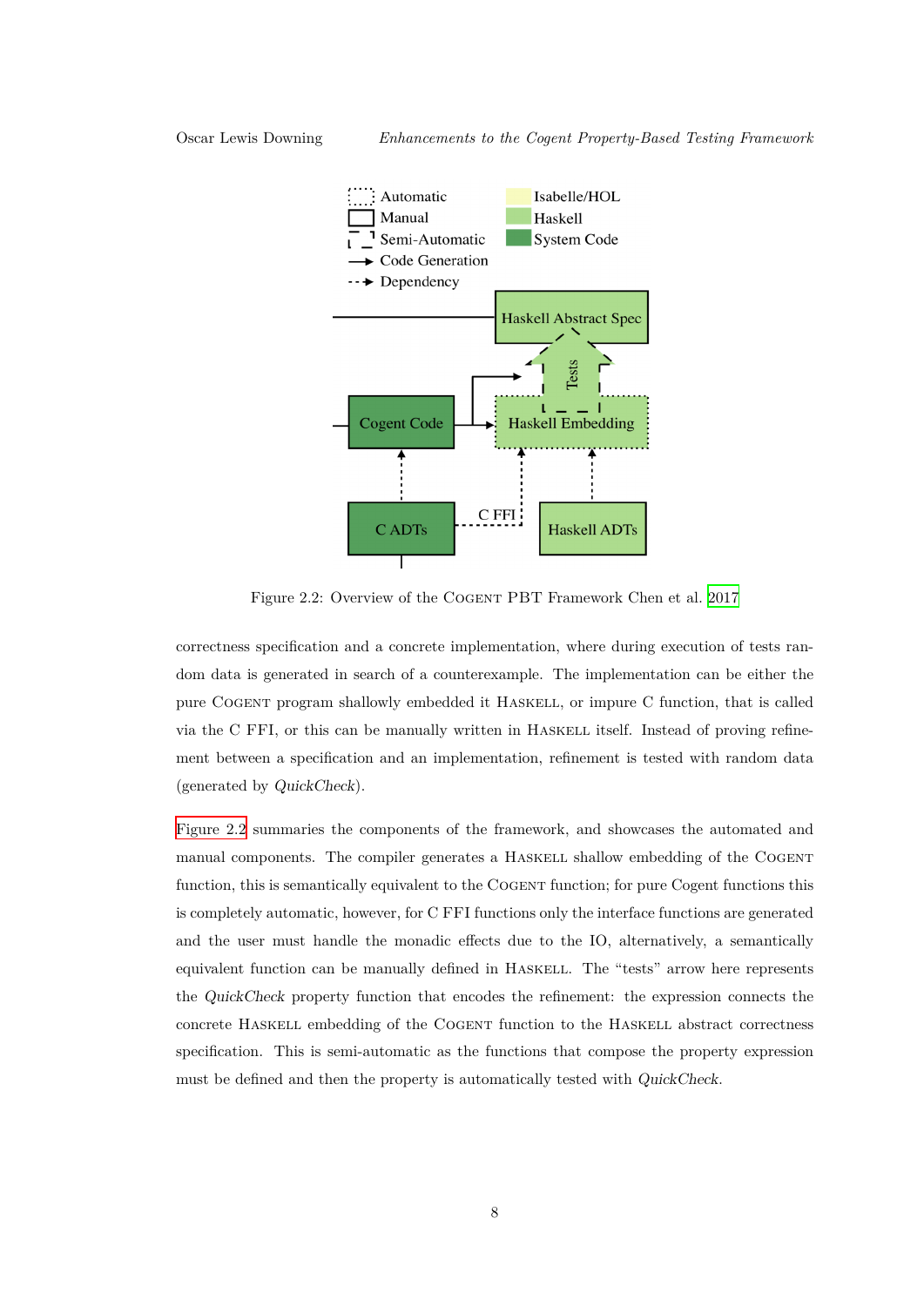Figure 2.2: Overview of the Cogent PBT Framework Chen et al. 2017

correctness specification and a concrete implementation, where during execution of tests random data is generated in search of a counterexample. The implementation can be either the pure Cogent program shallowly embedded it Haskell, or impure C function, that is called via the C FFI, or this can be manually written in Haskell itself. Instead of proving refinement between a specification and an implementation, refinement is tested with random data (generated by *QuickCheck*).

Figure 2.2 summaries the components of the framework, and showcases the automated and manual components. The compiler generates a Haskell shallow embedding of the Cogent function, this is semantically equivalent to the Cogent function; for pure Cogent functions this is completely automatic, however, for C FFI functions only the interface functions are generated and the user must handle the monadic effects due to the IO, alternatively, a semantically equivalent function can be manually defined in Haskell. The "tests" arrow here represents the *QuickCheck* property function that encodes the refinement: the expression connects the concrete Haskell embedding of the Cogent function to the Haskell abstract correctness specification. This is semi-automatic as the functions that compose the property expression must be defined and then the property is automatically tested with *QuickCheck*.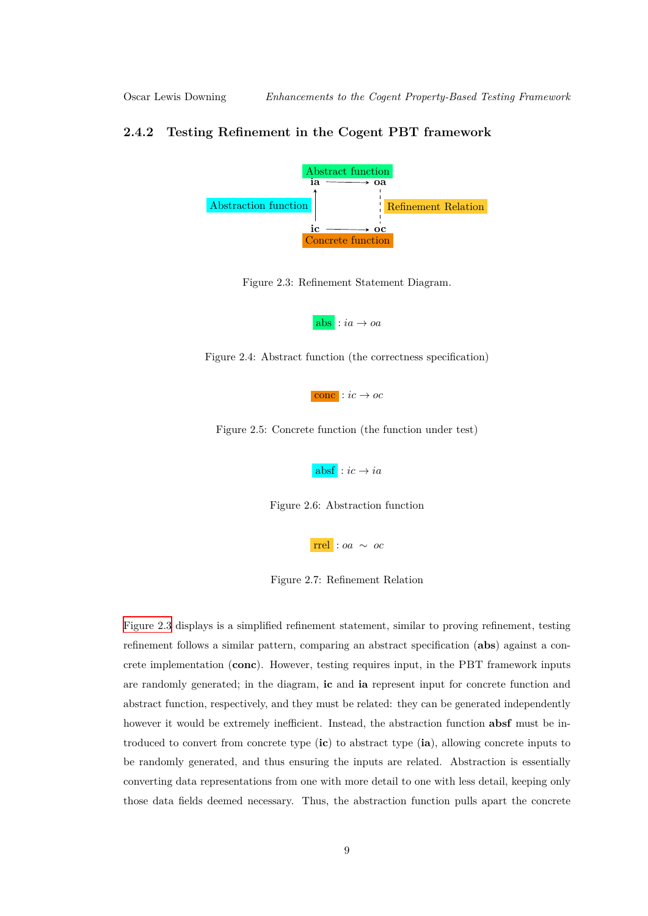### 2.4.2 Testing Refinement in the Cogent PBT framework

Figure 2.3: Refinement Statement Diagram.

$$\text{abs} : ia \rightarrow oa$$

Figure 2.4: Abstract function (the correctness specification)

$$\text{conc} : ic \rightarrow oc$$

Figure 2.5: Concrete function (the function under test)

$$\text{absf} : ic \rightarrow ia$$

Figure 2.6: Abstraction function

$$\text{rrel} : oa \sim oc$$

Figure 2.7: Refinement Relation

Figure 2.3 displays is a simplified refinement statement, similar to proving refinement, testing refinement follows a similar pattern, comparing an abstract specification (**abs**) against a concrete implementation (**conc**). However, testing requires input, in the PBT framework inputs are randomly generated; in the diagram, **ic** and **ia** represent input for concrete function and abstract function, respectively, and they must be related: they can be generated independently however it would be extremely inefficient. Instead, the abstraction function **absf** must be introduced to convert from concrete type (**ic**) to abstract type (**ia**), allowing concrete inputs to be randomly generated, and thus ensuring the inputs are related. Abstraction is essentially converting data representations from one with more detail to one with less detail, keeping only those data fields deemed necessary. Thus, the abstraction function pulls apart the concrete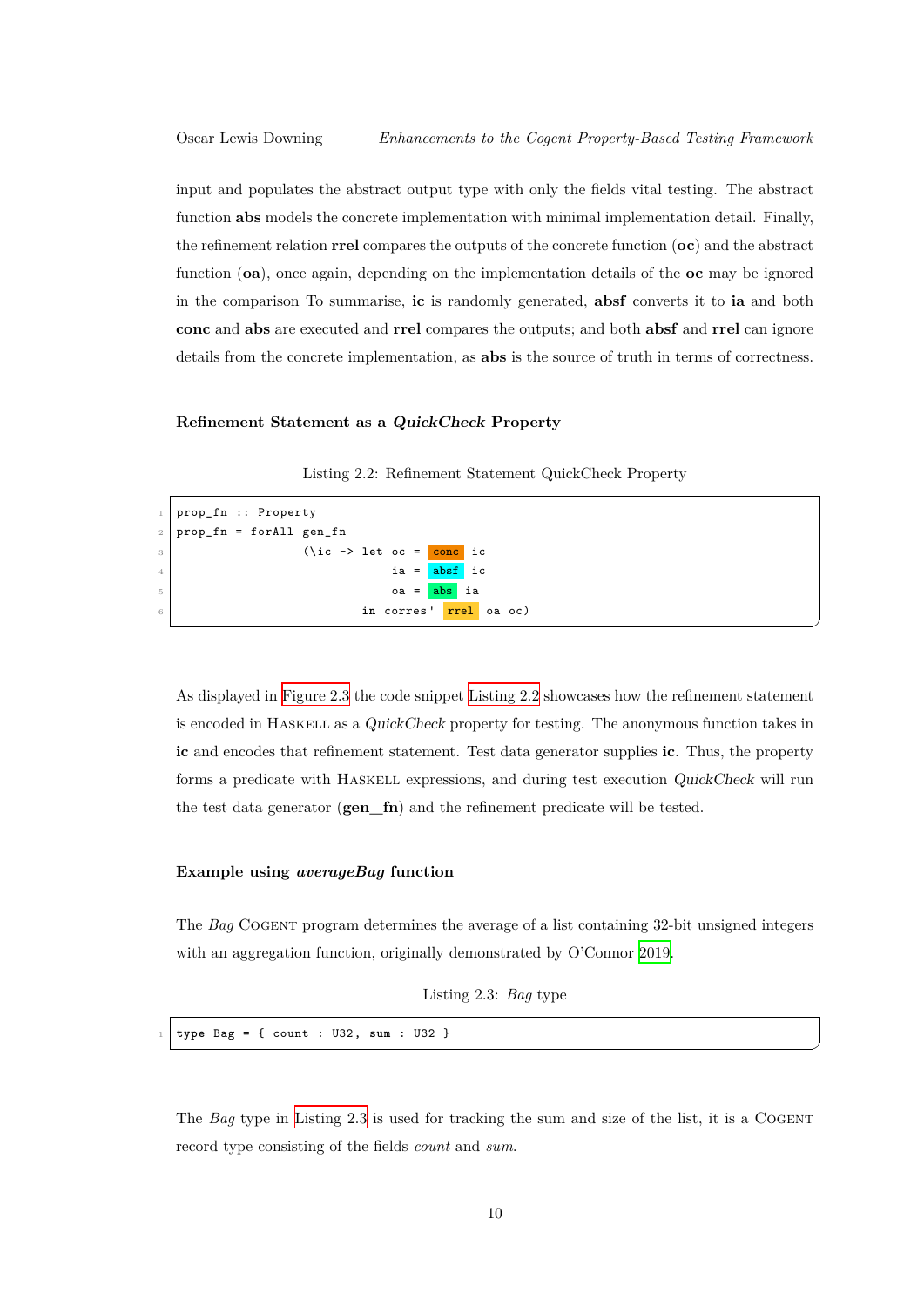input and populates the abstract output type with only the fields vital testing. The abstract function **abs** models the concrete implementation with minimal implementation detail. Finally, the refinement relation **rrel** compares the outputs of the concrete function (**oc**) and the abstract function (**oa**), once again, depending on the implementation details of the **oc** may be ignored in the comparison To summarise, **ic** is randomly generated, **absf** converts it to **ia** and both **conc** and **abs** are executed and **rrel** compares the outputs; and both **absf** and **rrel** can ignore details from the concrete implementation, as **abs** is the source of truth in terms of correctness.

### Refinement Statement as a *QuickCheck* Property

Listing 2.2: Refinement Statement QuickCheck Property

```
prop_fn :: Property
prop_fn = forAll gen_fn
              (\ic -> let oc = conc ic
                          ia = absf ic
                          oa = abs ia
                      in corres' rrel oa oc)
```

As displayed in Figure 2.3 the code snippet Listing 2.2 showcases how the refinement statement is encoded in Haskell as a *QuickCheck* property for testing. The anonymous function takes in **ic** and encodes that refinement statement. Test data generator supplies **ic**. Thus, the property forms a predicate with Haskell expressions, and during test execution *QuickCheck* will run the test data generator (**gen_fn**) and the refinement predicate will be tested.

### Example using *averageBag* function

The *Bag* Cogent program determines the average of a list containing 32-bit unsigned integers with an aggregation function, originally demonstrated by O'Connor 2019.

Listing 2.3: *Bag* type

```
type Bag = { count : U32, sum : U32 }
```

The *Bag* type in Listing 2.3 is used for tracking the sum and size of the list, it is a Cogent record type consisting of the fields *count* and *sum*.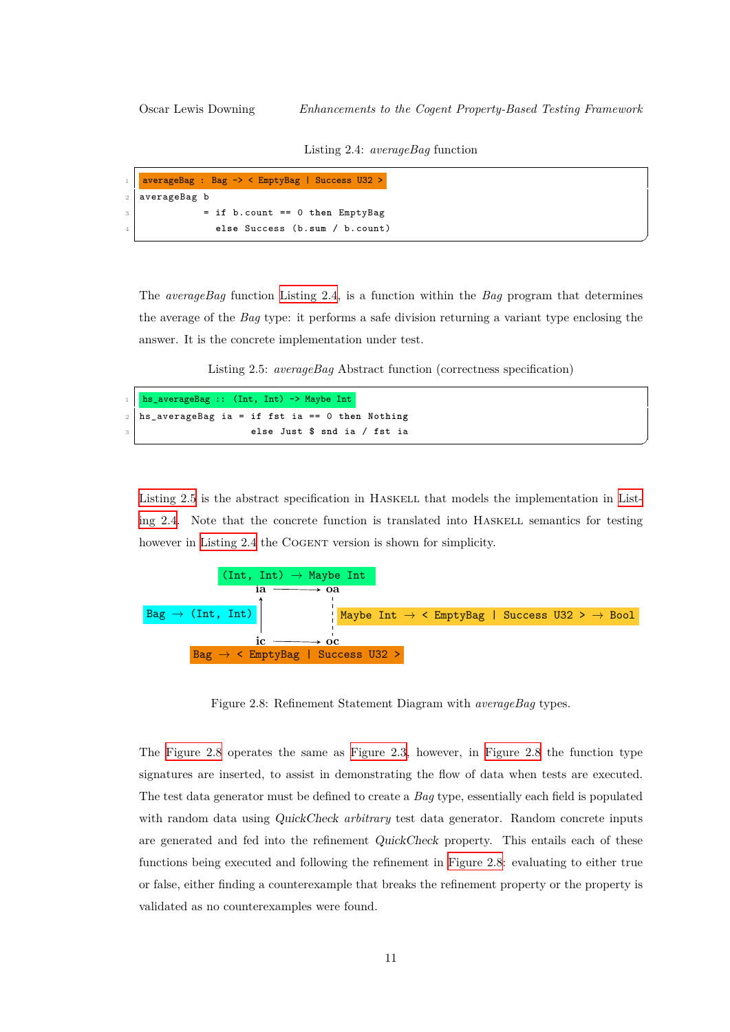Listing 2.4: *averageBag* function

```
averageBag : Bag -> < EmptyBag | Success U32 >
averageBag b
          = if b.count == 0 then EmptyBag
            else Success (b.sum / b.count)
```

The *averageBag* function Listing 2.4, is a function within the *Bag* program that determines the average of the *Bag* type: it performs a safe division returning a variant type enclosing the answer. It is the concrete implementation under test.

Listing 2.5: *averageBag* Abstract function (correctness specification)

```
hs_averageBag :: (Int, Int) -> Maybe Int
hs_averageBag ia = if fst ia == 0 then Nothing
                   else Just $ snd ia / fst ia
```

Listing 2.5 is the abstract specification in HASKELL that models the implementation in Listing 2.4. Note that the concrete function is translated into HASKELL semantics for testing however in Listing 2.4 the COGENT version is shown for simplicity.

```
                (Int, Int) → Maybe Int
                ia ──────────→ oa
                ↑               ¦
Bag → (Int, Int) │               ¦  Maybe Int → < EmptyBag | Success U32 > → Bool
                │               ¦
                ic ──────────→ oc
        Bag → < EmptyBag | Success U32 >
```

Figure 2.8: Refinement Statement Diagram with *averageBag* types.

The Figure 2.8 operates the same as Figure 2.3, however, in Figure 2.8 the function type signatures are inserted, to assist in demonstrating the flow of data when tests are executed. The test data generator must be defined to create a *Bag* type, essentially each field is populated with random data using *QuickCheck arbitrary* test data generator. Random concrete inputs are generated and fed into the refinement *QuickCheck* property. This entails each of these functions being executed and following the refinement in Figure 2.8: evaluating to either true or false, either finding a counterexample that breaks the refinement property or the property is validated as no counterexamples were found.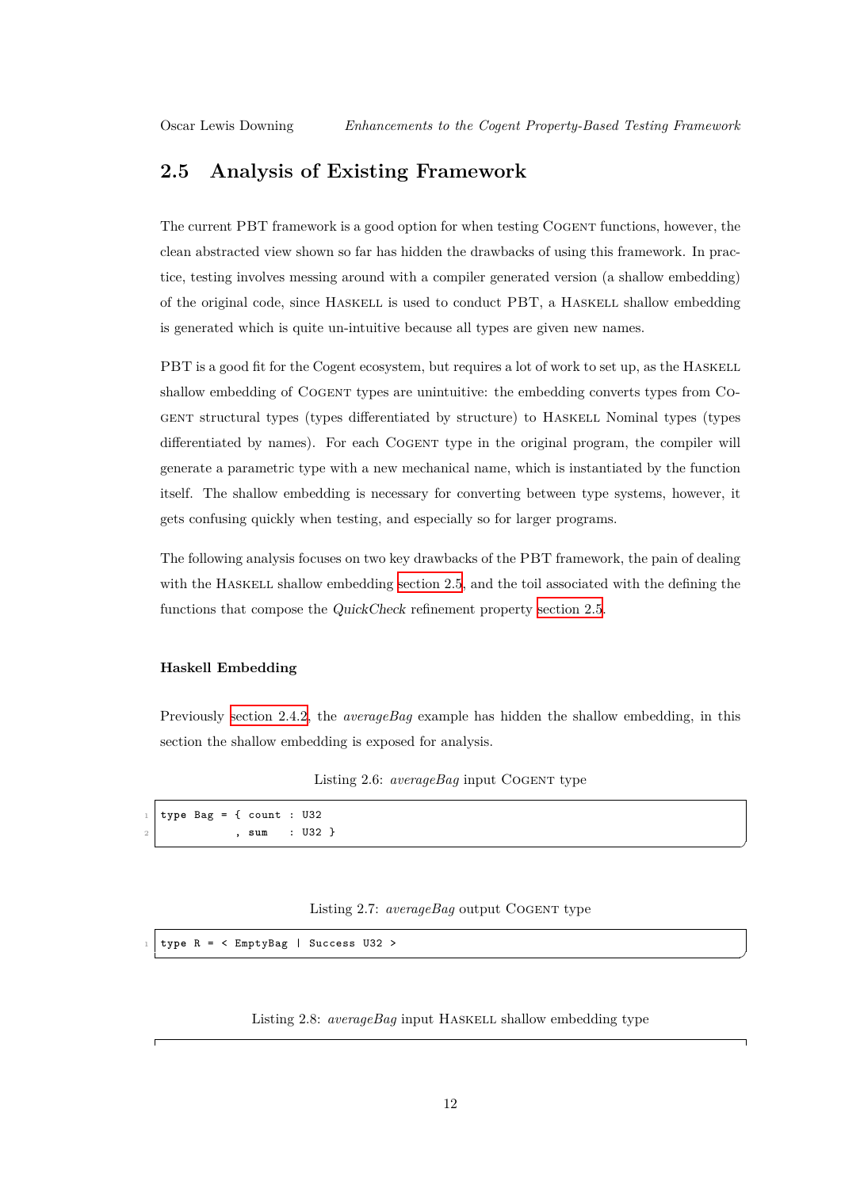## 2.5 Analysis of Existing Framework

The current PBT framework is a good option for when testing COGENT functions, however, the clean abstracted view shown so far has hidden the drawbacks of using this framework. In practice, testing involves messing around with a compiler generated version (a shallow embedding) of the original code, since HASKELL is used to conduct PBT, a HASKELL shallow embedding is generated which is quite un-intuitive because all types are given new names.

PBT is a good fit for the Cogent ecosystem, but requires a lot of work to set up, as the HASKELL shallow embedding of COGENT types are unintuitive: the embedding converts types from COGENT structural types (types differentiated by structure) to HASKELL Nominal types (types differentiated by names). For each COGENT type in the original program, the compiler will generate a parametric type with a new mechanical name, which is instantiated by the function itself. The shallow embedding is necessary for converting between type systems, however, it gets confusing quickly when testing, and especially so for larger programs.

The following analysis focuses on two key drawbacks of the PBT framework, the pain of dealing with the HASKELL shallow embedding section 2.5, and the toil associated with the defining the functions that compose the *QuickCheck* refinement property section 2.5.

#### Haskell Embedding

Previously section 2.4.2, the *averageBag* example has hidden the shallow embedding, in this section the shallow embedding is exposed for analysis.

Listing 2.6: *averageBag* input COGENT type

```
type Bag = { count : U32
           , sum   : U32 }
```

Listing 2.7: *averageBag* output COGENT type

```
type R = < EmptyBag | Success U32 >
```

Listing 2.8: *averageBag* input HASKELL shallow embedding type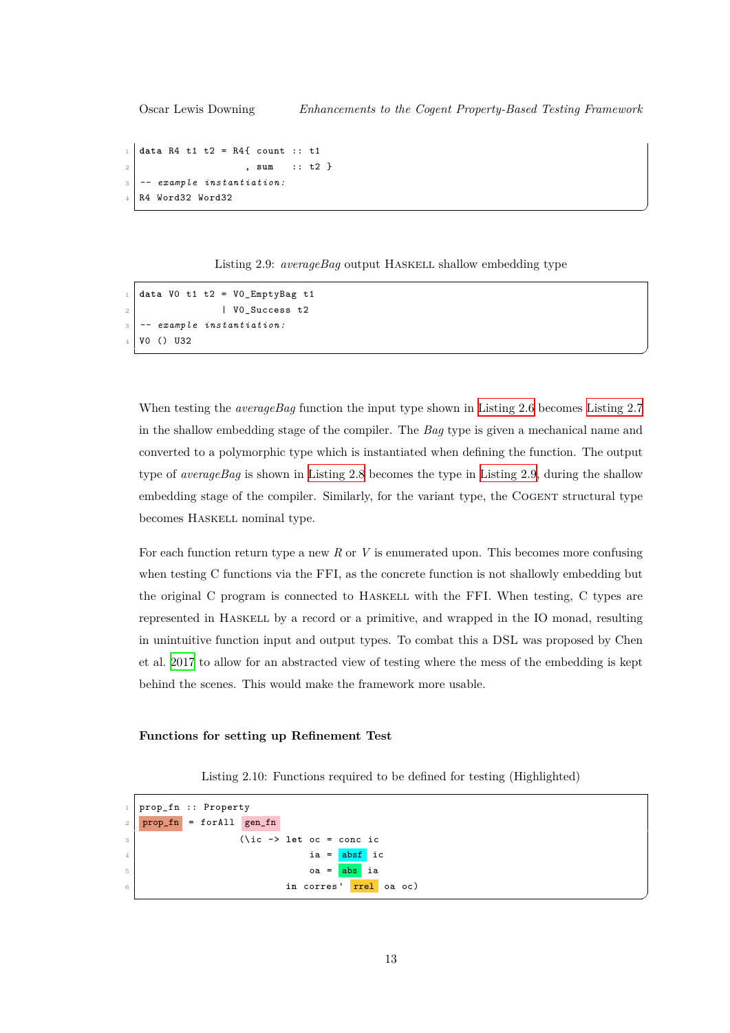```
data R4 t1 t2 = R4{ count :: t1
                  , sum   :: t2 }
-- example instantiation:
R4 Word32 Word32
```

Listing 2.9: *averageBag* output HASKELL shallow embedding type

```
data V0 t1 t2 = V0_EmptyBag t1
              | V0_Success t2
-- example instantiation:
V0 () U32
```

When testing the *averageBag* function the input type shown in Listing 2.6 becomes Listing 2.7 in the shallow embedding stage of the compiler. The *Bag* type is given a mechanical name and converted to a polymorphic type which is instantiated when defining the function. The output type of *averageBag* is shown in Listing 2.8 becomes the type in Listing 2.9, during the shallow embedding stage of the compiler. Similarly, for the variant type, the COGENT structural type becomes HASKELL nominal type.

For each function return type a new *R* or *V* is enumerated upon. This becomes more confusing when testing C functions via the FFI, as the concrete function is not shallowly embedding but the original C program is connected to HASKELL with the FFI. When testing, C types are represented in HASKELL by a record or a primitive, and wrapped in the IO monad, resulting in unintuitive function input and output types. To combat this a DSL was proposed by Chen et al. 2017 to allow for an abstracted view of testing where the mess of the embedding is kept behind the scenes. This would make the framework more usable.

#### Functions for setting up Refinement Test

Listing 2.10: Functions required to be defined for testing (Highlighted)

```
prop_fn :: Property
prop_fn = forAll gen_fn
            (\ic -> let oc = conc ic
                        ia = absf ic
                        oa = abs ia
                    in corres' rrel oa oc)
```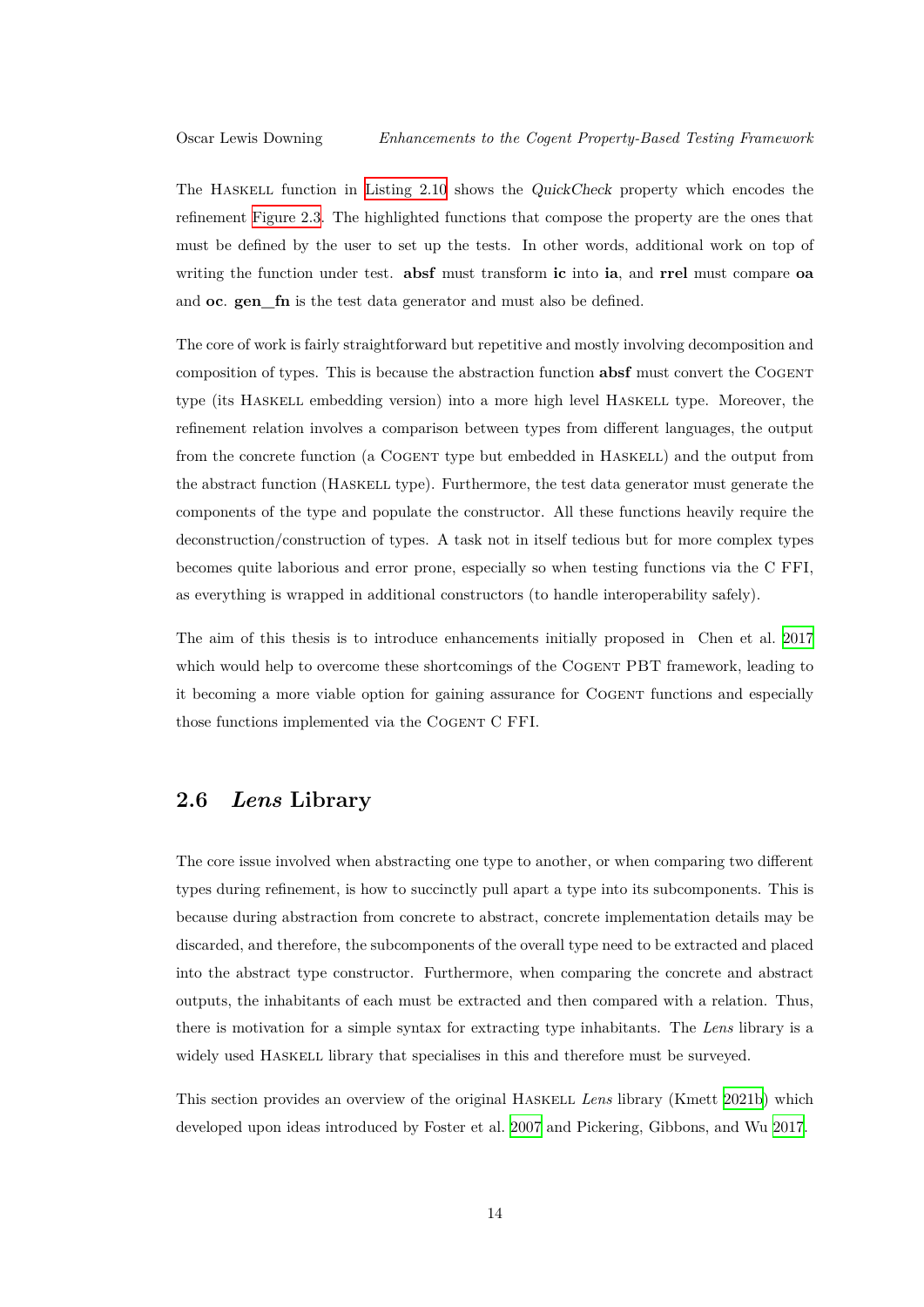The Haskell function in Listing 2.10 shows the *QuickCheck* property which encodes the refinement Figure 2.3. The highlighted functions that compose the property are the ones that must be defined by the user to set up the tests. In other words, additional work on top of writing the function under test. **absf** must transform **ic** into **ia**, and **rrel** must compare **oa** and **oc**. **gen_fn** is the test data generator and must also be defined.

The core of work is fairly straightforward but repetitive and mostly involving decomposition and composition of types. This is because the abstraction function **absf** must convert the Cogent type (its Haskell embedding version) into a more high level Haskell type. Moreover, the refinement relation involves a comparison between types from different languages, the output from the concrete function (a Cogent type but embedded in Haskell) and the output from the abstract function (Haskell type). Furthermore, the test data generator must generate the components of the type and populate the constructor. All these functions heavily require the deconstruction/construction of types. A task not in itself tedious but for more complex types becomes quite laborious and error prone, especially so when testing functions via the C FFI, as everything is wrapped in additional constructors (to handle interoperability safely).

The aim of this thesis is to introduce enhancements initially proposed in Chen et al. 2017 which would help to overcome these shortcomings of the Cogent PBT framework, leading to it becoming a more viable option for gaining assurance for Cogent functions and especially those functions implemented via the Cogent C FFI.

## 2.6 *Lens* Library

The core issue involved when abstracting one type to another, or when comparing two different types during refinement, is how to succinctly pull apart a type into its subcomponents. This is because during abstraction from concrete to abstract, concrete implementation details may be discarded, and therefore, the subcomponents of the overall type need to be extracted and placed into the abstract type constructor. Furthermore, when comparing the concrete and abstract outputs, the inhabitants of each must be extracted and then compared with a relation. Thus, there is motivation for a simple syntax for extracting type inhabitants. The *Lens* library is a widely used Haskell library that specialises in this and therefore must be surveyed.

This section provides an overview of the original Haskell *Lens* library (Kmett 2021b) which developed upon ideas introduced by Foster et al. 2007 and Pickering, Gibbons, and Wu 2017.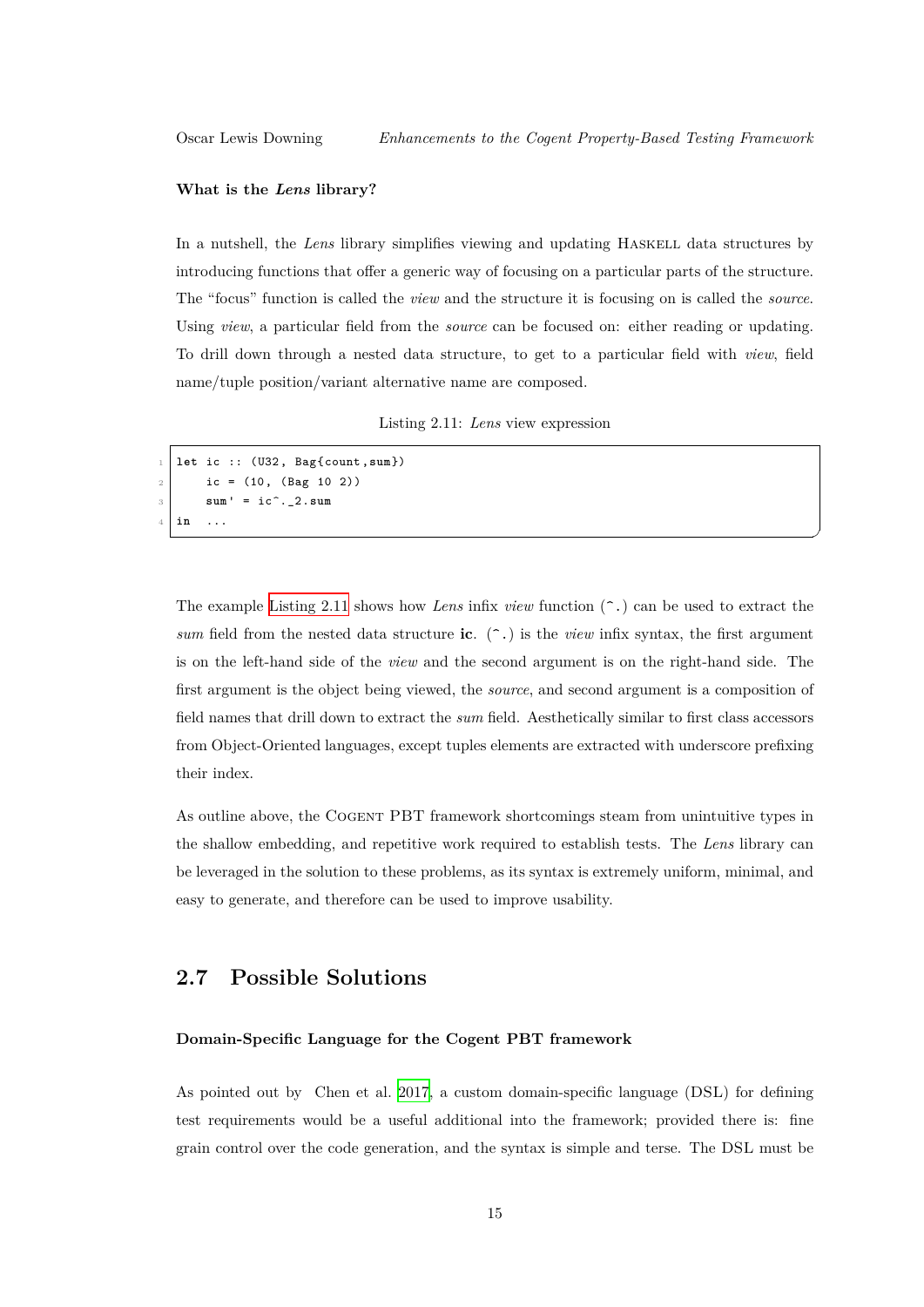#### What is the *Lens* library?

In a nutshell, the *Lens* library simplifies viewing and updating Haskell data structures by introducing functions that offer a generic way of focusing on a particular parts of the structure. The "focus" function is called the *view* and the structure it is focusing on is called the *source*. Using *view*, a particular field from the *source* can be focused on: either reading or updating. To drill down through a nested data structure, to get to a particular field with *view*, field name/tuple position/variant alternative name are composed.

Listing 2.11: *Lens* view expression

```
let ic :: (U32, Bag{count,sum})
    ic = (10, (Bag 10 2))
    sum' = ic^._2.sum
in  ...
```

The example Listing 2.11 shows how *Lens* infix *view* function (`^.`) can be used to extract the *sum* field from the nested data structure **ic**. (`^.`) is the *view* infix syntax, the first argument is on the left-hand side of the *view* and the second argument is on the right-hand side. The first argument is the object being viewed, the *source*, and second argument is a composition of field names that drill down to extract the *sum* field. Aesthetically similar to first class accessors from Object-Oriented languages, except tuples elements are extracted with underscore prefixing their index.

As outline above, the Cogent PBT framework shortcomings steam from unintuitive types in the shallow embedding, and repetitive work required to establish tests. The *Lens* library can be leveraged in the solution to these problems, as its syntax is extremely uniform, minimal, and easy to generate, and therefore can be used to improve usability.

## 2.7 Possible Solutions

#### Domain-Specific Language for the Cogent PBT framework

As pointed out by Chen et al. 2017, a custom domain-specific language (DSL) for defining test requirements would be a useful additional into the framework; provided there is: fine grain control over the code generation, and the syntax is simple and terse. The DSL must be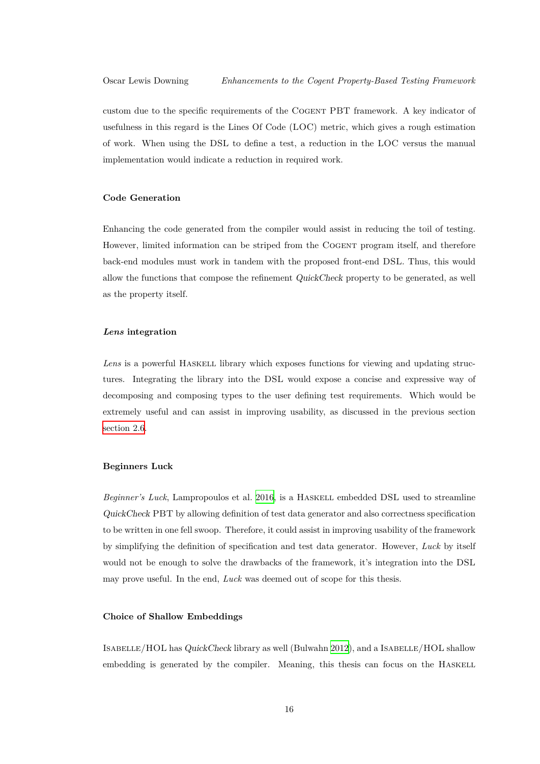custom due to the specific requirements of the Cogent PBT framework. A key indicator of usefulness in this regard is the Lines Of Code (LOC) metric, which gives a rough estimation of work. When using the DSL to define a test, a reduction in the LOC versus the manual implementation would indicate a reduction in required work.

#### Code Generation

Enhancing the code generated from the compiler would assist in reducing the toil of testing. However, limited information can be striped from the Cogent program itself, and therefore back-end modules must work in tandem with the proposed front-end DSL. Thus, this would allow the functions that compose the refinement *QuickCheck* property to be generated, as well as the property itself.

#### *Lens* integration

*Lens* is a powerful Haskell library which exposes functions for viewing and updating structures. Integrating the library into the DSL would expose a concise and expressive way of decomposing and composing types to the user defining test requirements. Which would be extremely useful and can assist in improving usability, as discussed in the previous section section 2.6.

#### Beginners Luck

*Beginner's Luck*, Lampropoulos et al. 2016, is a Haskell embedded DSL used to streamline *QuickCheck* PBT by allowing definition of test data generator and also correctness specification to be written in one fell swoop. Therefore, it could assist in improving usability of the framework by simplifying the definition of specification and test data generator. However, *Luck* by itself would not be enough to solve the drawbacks of the framework, it's integration into the DSL may prove useful. In the end, *Luck* was deemed out of scope for this thesis.

#### Choice of Shallow Embeddings

Isabelle/HOL has *QuickCheck* library as well (Bulwahn 2012), and a Isabelle/HOL shallow embedding is generated by the compiler. Meaning, this thesis can focus on the Haskell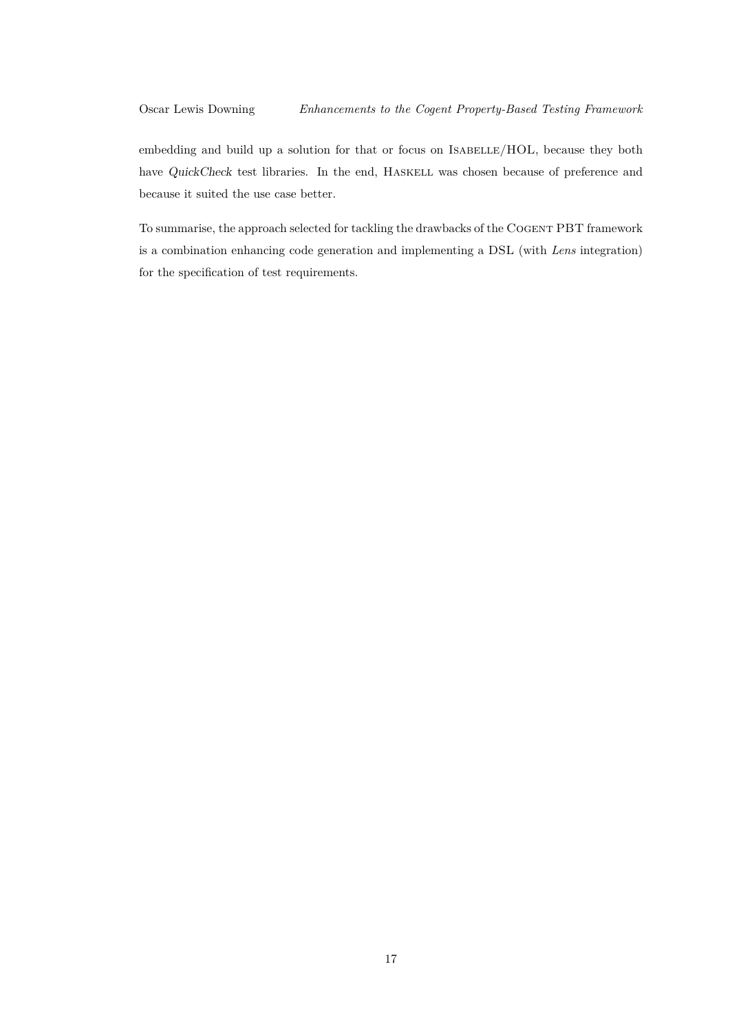embedding and build up a solution for that or focus on ISABELLE/HOL, because they both have *QuickCheck* test libraries. In the end, HASKELL was chosen because of preference and because it suited the use case better.

To summarise, the approach selected for tackling the drawbacks of the COGENT PBT framework is a combination enhancing code generation and implementing a DSL (with *Lens* integration) for the specification of test requirements.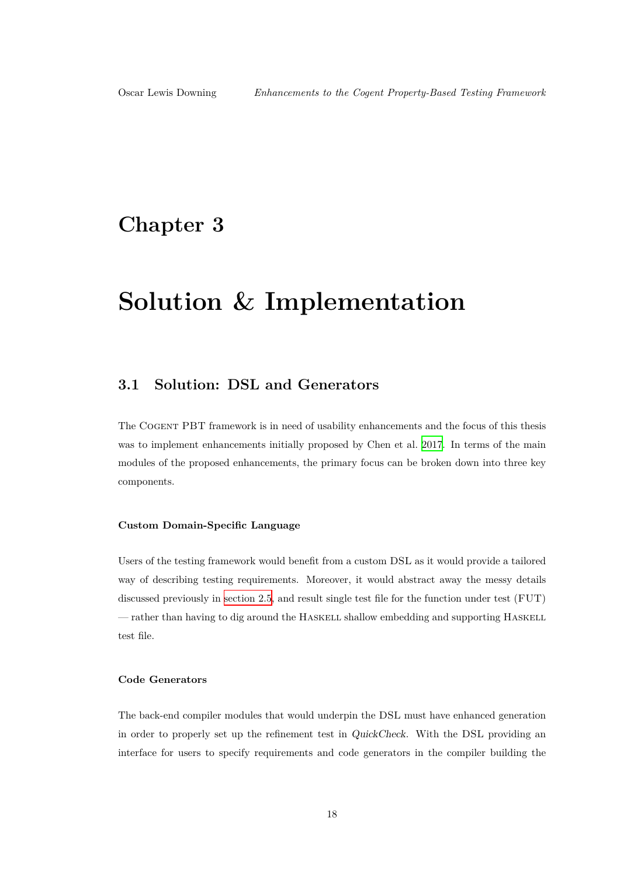# Chapter 3

# Solution & Implementation

## 3.1 Solution: DSL and Generators

The COGENT PBT framework is in need of usability enhancements and the focus of this thesis was to implement enhancements initially proposed by Chen et al. 2017. In terms of the main modules of the proposed enhancements, the primary focus can be broken down into three key components.

#### Custom Domain-Specific Language

Users of the testing framework would benefit from a custom DSL as it would provide a tailored way of describing testing requirements. Moreover, it would abstract away the messy details discussed previously in section 2.5, and result single test file for the function under test (FUT) — rather than having to dig around the HASKELL shallow embedding and supporting HASKELL test file.

#### Code Generators

The back-end compiler modules that would underpin the DSL must have enhanced generation in order to properly set up the refinement test in *QuickCheck*. With the DSL providing an interface for users to specify requirements and code generators in the compiler building the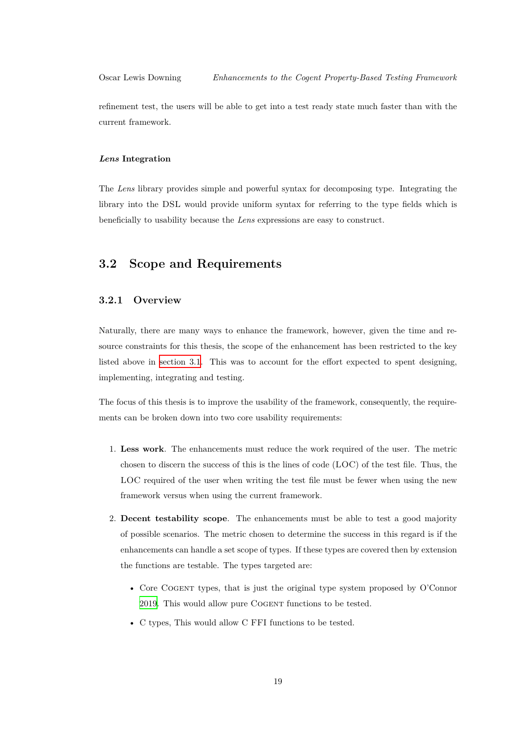refinement test, the users will be able to get into a test ready state much faster than with the current framework.

#### *Lens* Integration

The *Lens* library provides simple and powerful syntax for decomposing type. Integrating the library into the DSL would provide uniform syntax for referring to the type fields which is beneficially to usability because the *Lens* expressions are easy to construct.

## 3.2 Scope and Requirements

### 3.2.1 Overview

Naturally, there are many ways to enhance the framework, however, given the time and resource constraints for this thesis, the scope of the enhancement has been restricted to the key listed above in section 3.1. This was to account for the effort expected to spent designing, implementing, integrating and testing.

The focus of this thesis is to improve the usability of the framework, consequently, the requirements can be broken down into two core usability requirements:

1. **Less work**. The enhancements must reduce the work required of the user. The metric chosen to discern the success of this is the lines of code (LOC) of the test file. Thus, the LOC required of the user when writing the test file must be fewer when using the new framework versus when using the current framework.

2. **Decent testability scope**. The enhancements must be able to test a good majority of possible scenarios. The metric chosen to determine the success in this regard is if the enhancements can handle a set scope of types. If these types are covered then by extension the functions are testable. The types targeted are:

   - Core Cogent types, that is just the original type system proposed by O'Connor 2019. This would allow pure Cogent functions to be tested.
   - C types, This would allow C FFI functions to be tested.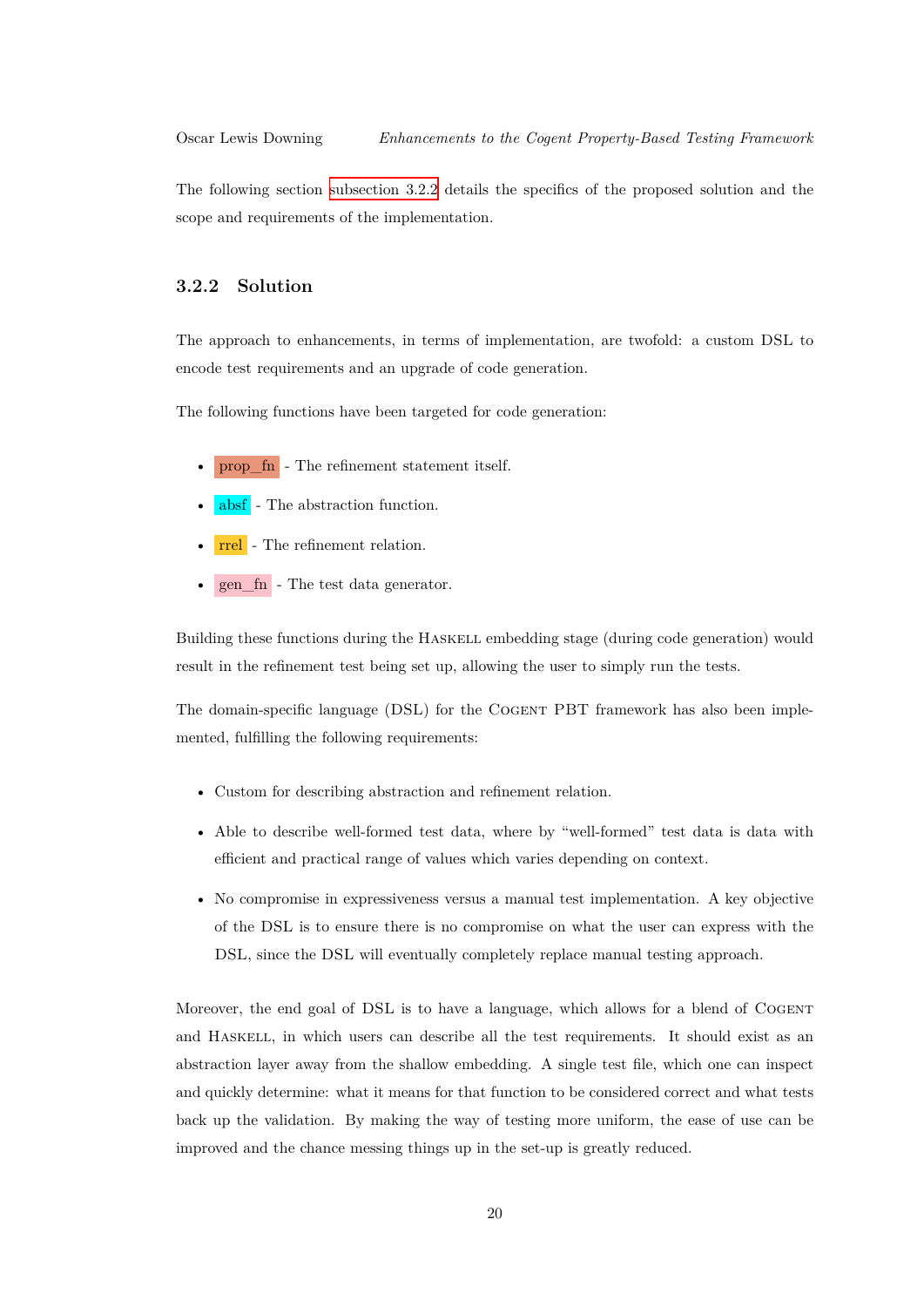The following section subsection 3.2.2 details the specifics of the proposed solution and the scope and requirements of the implementation.

### 3.2.2 Solution

The approach to enhancements, in terms of implementation, are twofold: a custom DSL to encode test requirements and an upgrade of code generation.

The following functions have been targeted for code generation:

- prop_fn - The refinement statement itself.
- absf - The abstraction function.
- rrel - The refinement relation.
- gen_fn - The test data generator.

Building these functions during the HASKELL embedding stage (during code generation) would result in the refinement test being set up, allowing the user to simply run the tests.

The domain-specific language (DSL) for the COGENT PBT framework has also been implemented, fulfilling the following requirements:

- Custom for describing abstraction and refinement relation.
- Able to describe well-formed test data, where by "well-formed" test data is data with efficient and practical range of values which varies depending on context.
- No compromise in expressiveness versus a manual test implementation. A key objective of the DSL is to ensure there is no compromise on what the user can express with the DSL, since the DSL will eventually completely replace manual testing approach.

Moreover, the end goal of DSL is to have a language, which allows for a blend of COGENT and HASKELL, in which users can describe all the test requirements. It should exist as an abstraction layer away from the shallow embedding. A single test file, which one can inspect and quickly determine: what it means for that function to be considered correct and what tests back up the validation. By making the way of testing more uniform, the ease of use can be improved and the chance messing things up in the set-up is greatly reduced.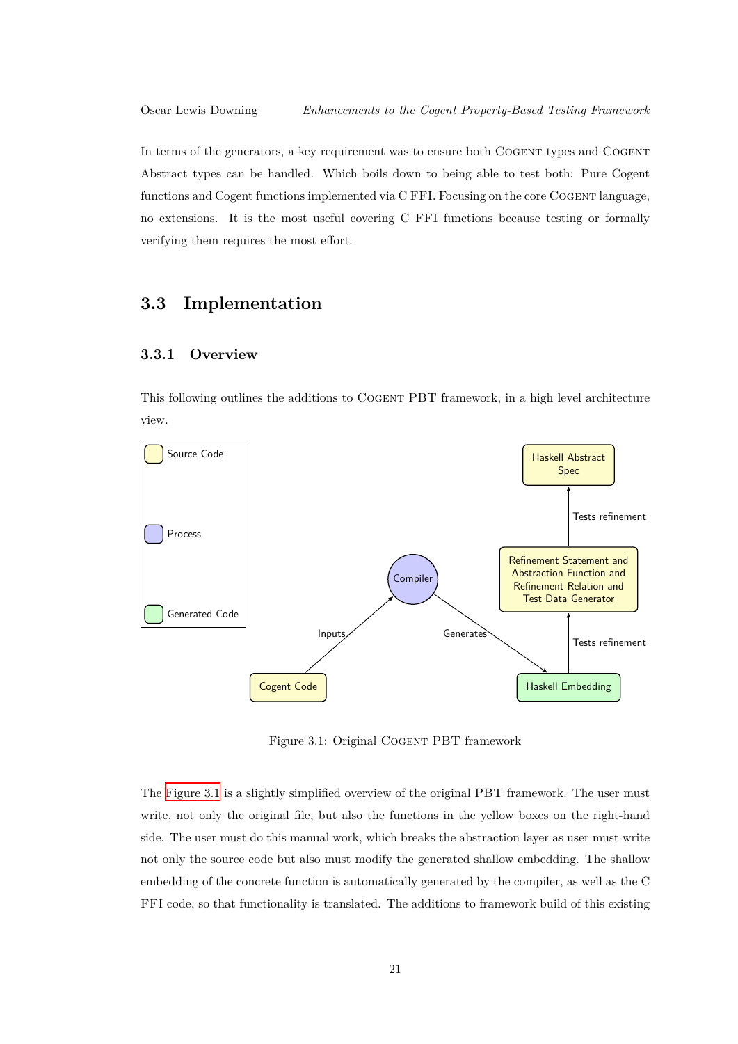In terms of the generators, a key requirement was to ensure both COGENT types and COGENT Abstract types can be handled. Which boils down to being able to test both: Pure Cogent functions and Cogent functions implemented via C FFI. Focusing on the core COGENT language, no extensions. It is the most useful covering C FFI functions because testing or formally verifying them requires the most effort.

## 3.3 Implementation

### 3.3.1 Overview

This following outlines the additions to COGENT PBT framework, in a high level architecture view.

Source Code

Process

Generated Code

Haskell Abstract Spec

Tests refinement

Refinement Statement and Abstraction Function and Refinement Relation and Test Data Generator

Compiler

Inputs

Generates

Tests refinement

Cogent Code

Haskell Embedding

Figure 3.1: Original COGENT PBT framework

The Figure 3.1 is a slightly simplified overview of the original PBT framework. The user must write, not only the original file, but also the functions in the yellow boxes on the right-hand side. The user must do this manual work, which breaks the abstraction layer as user must write not only the source code but also must modify the generated shallow embedding. The shallow embedding of the concrete function is automatically generated by the compiler, as well as the C FFI code, so that functionality is translated. The additions to framework build of this existing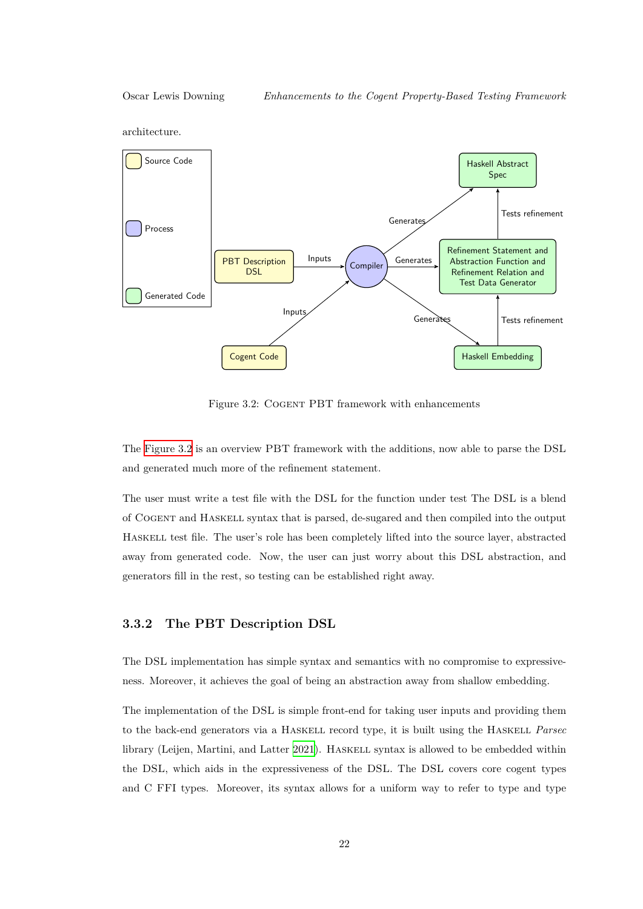architecture.

Figure 3.2: COGENT PBT framework with enhancements

The Figure 3.2 is an overview PBT framework with the additions, now able to parse the DSL and generated much more of the refinement statement.

The user must write a test file with the DSL for the function under test The DSL is a blend of COGENT and HASKELL syntax that is parsed, de-sugared and then compiled into the output HASKELL test file. The user's role has been completely lifted into the source layer, abstracted away from generated code. Now, the user can just worry about this DSL abstraction, and generators fill in the rest, so testing can be established right away.

### 3.3.2 The PBT Description DSL

The DSL implementation has simple syntax and semantics with no compromise to expressiveness. Moreover, it achieves the goal of being an abstraction away from shallow embedding.

The implementation of the DSL is simple front-end for taking user inputs and providing them to the back-end generators via a HASKELL record type, it is built using the HASKELL *Parsec* library (Leijen, Martini, and Latter 2021). HASKELL syntax is allowed to be embedded within the DSL, which aids in the expressiveness of the DSL. The DSL covers core cogent types and C FFI types. Moreover, its syntax allows for a uniform way to refer to type and type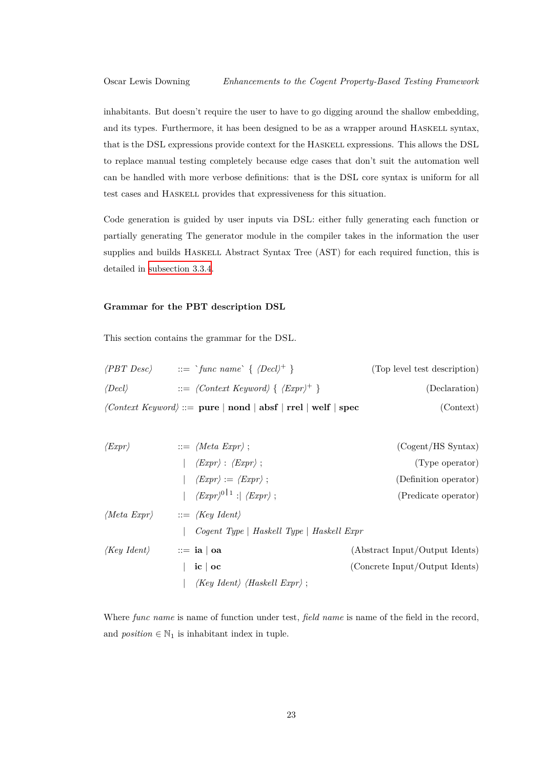inhabitants. But doesn't require the user to have to go digging around the shallow embedding, and its types. Furthermore, it has been designed to be as a wrapper around Haskell syntax, that is the DSL expressions provide context for the Haskell expressions. This allows the DSL to replace manual testing completely because edge cases that don't suit the automation well can be handled with more verbose definitions: that is the DSL core syntax is uniform for all test cases and Haskell provides that expressiveness for this situation.

Code generation is guided by user inputs via DSL: either fully generating each function or partially generating The generator module in the compiler takes in the information the user supplies and builds Haskell Abstract Syntax Tree (AST) for each required function, this is detailed in subsection 3.3.4.

#### Grammar for the PBT description DSL

This section contains the grammar for the DSL.

| | | | |
|---|---|---|---|
| ⟨*PBT Desc*⟩ | ::= | \`*func name*\` { ⟨*Decl*⟩$^+$ } | (Top level test description) |
| ⟨*Decl*⟩ | ::= | ⟨*Context Keyword*⟩ { ⟨*Expr*⟩$^+$ } | (Declaration) |
| ⟨*Context Keyword*⟩ | ::= | **pure** \| **nond** \| **absf** \| **rrel** \| **welf** \| **spec** | (Context) |

| | | | |
|---|---|---|---|
| ⟨*Expr*⟩ | ::= | ⟨*Meta Expr*⟩ ; | (Cogent/HS Syntax) |
| | \| | ⟨*Expr*⟩ : ⟨*Expr*⟩ ; | (Type operator) |
| | \| | ⟨*Expr*⟩ := ⟨*Expr*⟩ ; | (Definition operator) |
| | \| | ⟨*Expr*⟩$^{0 \mid 1}$ :\| ⟨*Expr*⟩ ; | (Predicate operator) |
| ⟨*Meta Expr*⟩ | ::= | ⟨*Key Ident*⟩ | |
| | \| | *Cogent Type* \| *Haskell Type* \| *Haskell Expr* | |
| ⟨*Key Ident*⟩ | ::= | **ia** \| **oa** | (Abstract Input/Output Idents) |
| | \| | **ic** \| **oc** | (Concrete Input/Output Idents) |
| | \| | ⟨*Key Ident*⟩ ⟨*Haskell Expr*⟩ ; | |

Where *func name* is name of function under test, *field name* is name of the field in the record, and *position* $\in \mathbb{N}_1$ is inhabitant index in tuple.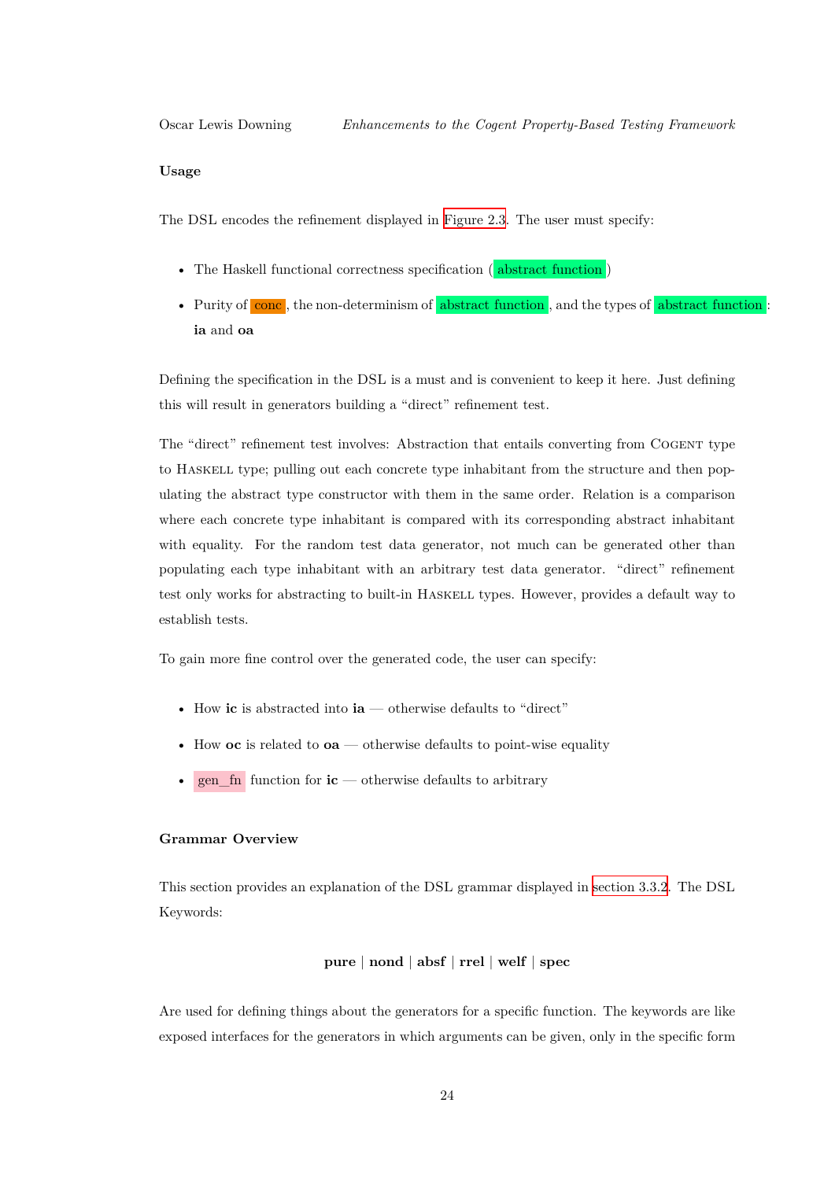#### Usage

The DSL encodes the refinement displayed in Figure 2.3. The user must specify:

- The Haskell functional correctness specification (abstract function)
- Purity of conc, the non-determinism of abstract function, and the types of abstract function: **ia** and **oa**

Defining the specification in the DSL is a must and is convenient to keep it here. Just defining this will result in generators building a "direct" refinement test.

The "direct" refinement test involves: Abstraction that entails converting from COGENT type to HASKELL type; pulling out each concrete type inhabitant from the structure and then populating the abstract type constructor with them in the same order. Relation is a comparison where each concrete type inhabitant is compared with its corresponding abstract inhabitant with equality. For the random test data generator, not much can be generated other than populating each type inhabitant with an arbitrary test data generator. "direct" refinement test only works for abstracting to built-in HASKELL types. However, provides a default way to establish tests.

To gain more fine control over the generated code, the user can specify:

- How **ic** is abstracted into **ia** — otherwise defaults to "direct"
- How **oc** is related to **oa** — otherwise defaults to point-wise equality
- gen_fn function for **ic** — otherwise defaults to arbitrary

#### Grammar Overview

This section provides an explanation of the DSL grammar displayed in section 3.3.2. The DSL Keywords:

**pure** | **nond** | **absf** | **rrel** | **welf** | **spec**

Are used for defining things about the generators for a specific function. The keywords are like exposed interfaces for the generators in which arguments can be given, only in the specific form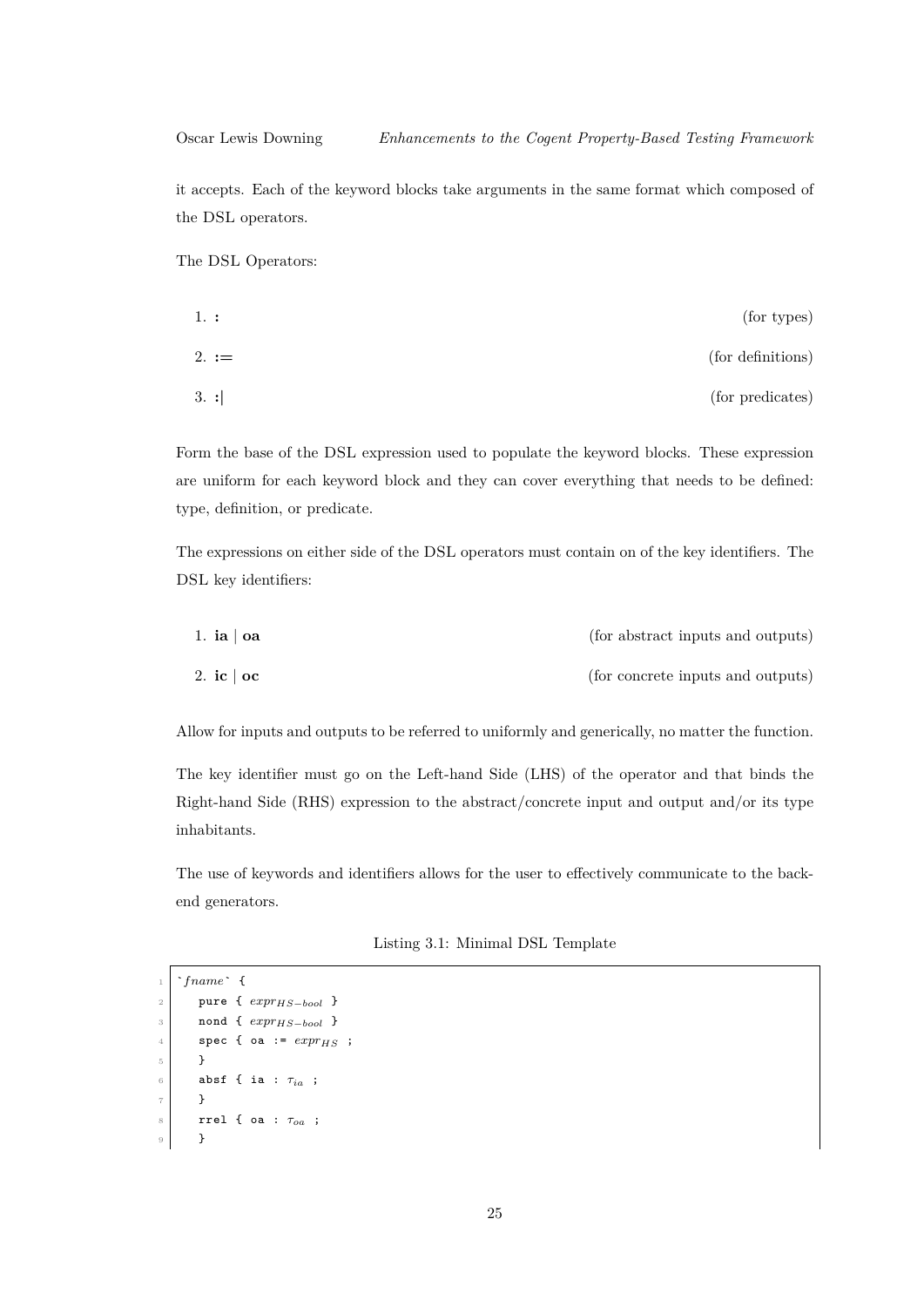it accepts. Each of the keyword blocks take arguments in the same format which composed of the DSL operators.

The DSL Operators:

1. **:** (for types)
2. **:=** (for definitions)
3. **:|** (for predicates)

Form the base of the DSL expression used to populate the keyword blocks. These expression are uniform for each keyword block and they can cover everything that needs to be defined: type, definition, or predicate.

The expressions on either side of the DSL operators must contain on of the key identifiers. The DSL key identifiers:

1. **ia** | **oa** (for abstract inputs and outputs)
2. **ic** | **oc** (for concrete inputs and outputs)

Allow for inputs and outputs to be referred to uniformly and generically, no matter the function.

The key identifier must go on the Left-hand Side (LHS) of the operator and that binds the Right-hand Side (RHS) expression to the abstract/concrete input and output and/or its type inhabitants.

The use of keywords and identifiers allows for the user to effectively communicate to the back-end generators.

Listing 3.1: Minimal DSL Template

```
`fname` {
   pure { expr_{HS-bool} }
   nond { expr_{HS-bool} }
   spec { oa := expr_{HS} ;
   }
   absf { ia : τ_{ia} ;
   }
   rrel { oa : τ_{oa} ;
   }
```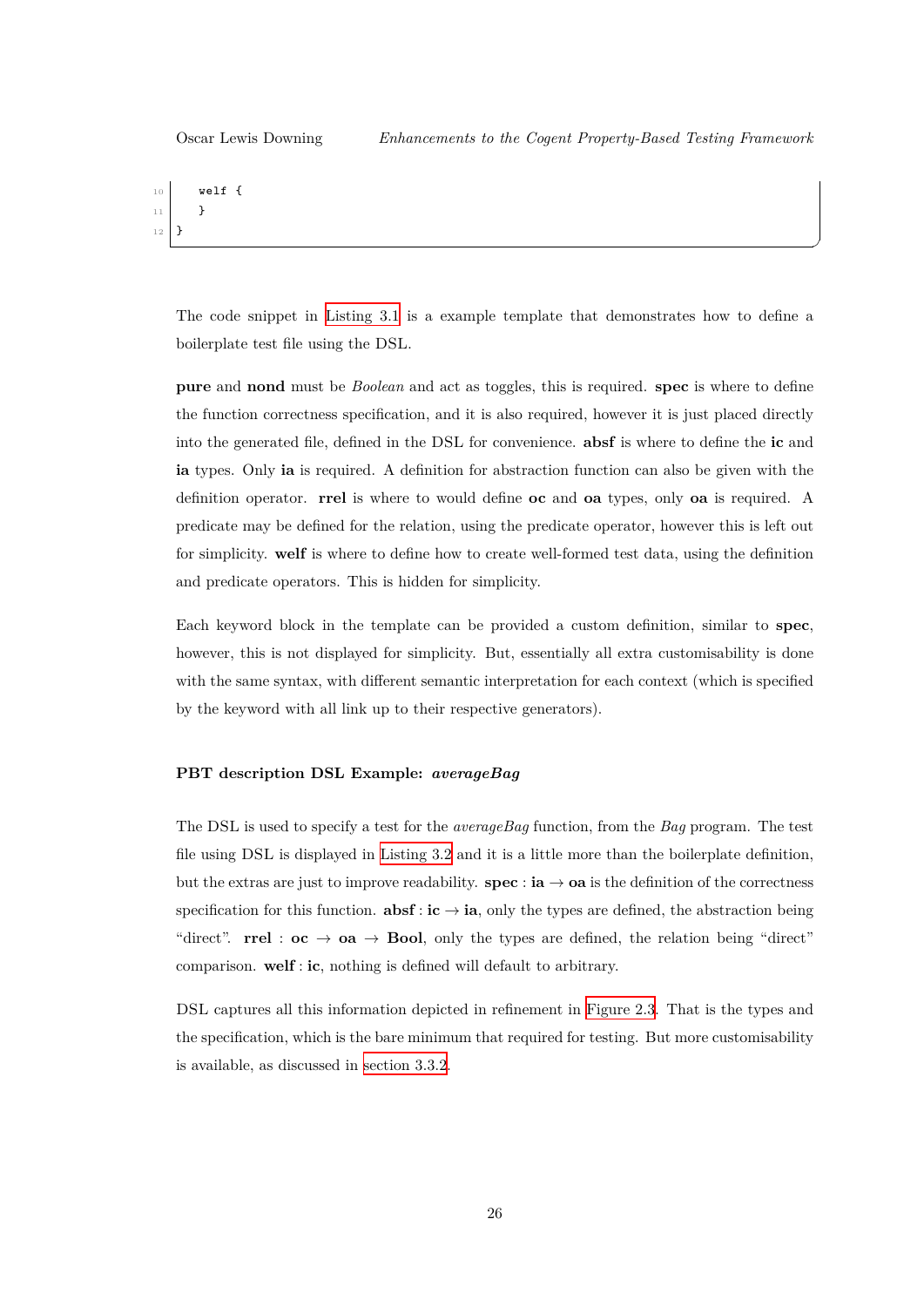```
    welf {
    }
}
```

The code snippet in Listing 3.1 is a example template that demonstrates how to define a boilerplate test file using the DSL.

**pure** and **nond** must be *Boolean* and act as toggles, this is required. **spec** is where to define the function correctness specification, and it is also required, however it is just placed directly into the generated file, defined in the DSL for convenience. **absf** is where to define the **ic** and **ia** types. Only **ia** is required. A definition for abstraction function can also be given with the definition operator. **rrel** is where to would define **oc** and **oa** types, only **oa** is required. A predicate may be defined for the relation, using the predicate operator, however this is left out for simplicity. **welf** is where to define how to create well-formed test data, using the definition and predicate operators. This is hidden for simplicity.

Each keyword block in the template can be provided a custom definition, similar to **spec**, however, this is not displayed for simplicity. But, essentially all extra customisability is done with the same syntax, with different semantic interpretation for each context (which is specified by the keyword with all link up to their respective generators).

#### PBT description DSL Example: *averageBag*

The DSL is used to specify a test for the *averageBag* function, from the *Bag* program. The test file using DSL is displayed in Listing 3.2 and it is a little more than the boilerplate definition, but the extras are just to improve readability. **spec** : **ia** $\rightarrow$ **oa** is the definition of the correctness specification for this function. **absf** : **ic** $\rightarrow$ **ia**, only the types are defined, the abstraction being "direct". **rrel** : **oc** $\rightarrow$ **oa** $\rightarrow$ **Bool**, only the types are defined, the relation being "direct" comparison. **welf** : **ic**, nothing is defined will default to arbitrary.

DSL captures all this information depicted in refinement in Figure 2.3. That is the types and the specification, which is the bare minimum that required for testing. But more customisability is available, as discussed in section 3.3.2.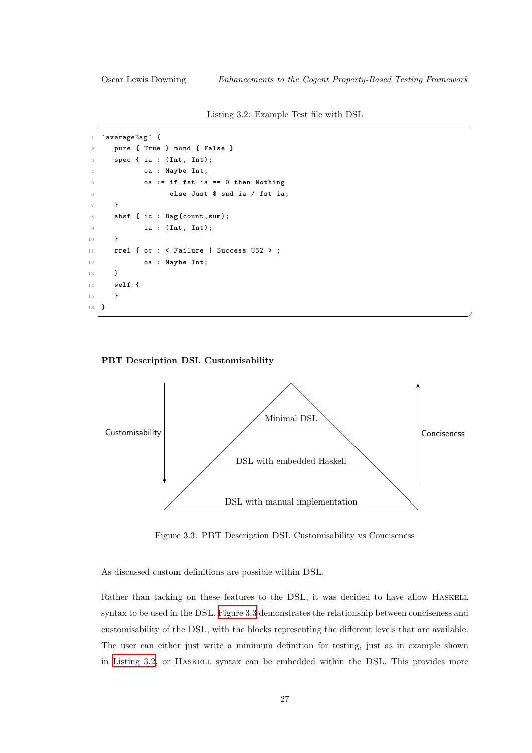Listing 3.2: Example Test file with DSL

```
`averageBag` {
  pure { True } nond { False }
  spec { ia : (Int, Int);
         oa : Maybe Int;
         oa := if fst ia == 0 then Nothing
               else Just $ snd ia / fst ia;
  }
  absf { ic : Bag{count,sum};
         ia : (Int, Int);
  }
  rrel { oc : < Failure | Success U32 > ;
         oa : Maybe Int;
  }
  welf {
  }
}
```

**PBT Description DSL Customisability**

Customisability | Minimal DSL | DSL with embedded Haskell | DSL with manual implementation | Conciseness

Figure 3.3: PBT Description DSL Customisability vs Conciseness

As discussed custom definitions are possible within DSL.

Rather than tacking on these features to the DSL, it was decided to have allow HASKELL syntax to be used in the DSL. Figure 3.3 demonstrates the relationship between conciseness and customisability of the DSL, with the blocks representing the different levels that are available. The user can either just write a minimum definition for testing, just as in example shown in Listing 3.2, or HASKELL syntax can be embedded within the DSL. This provides more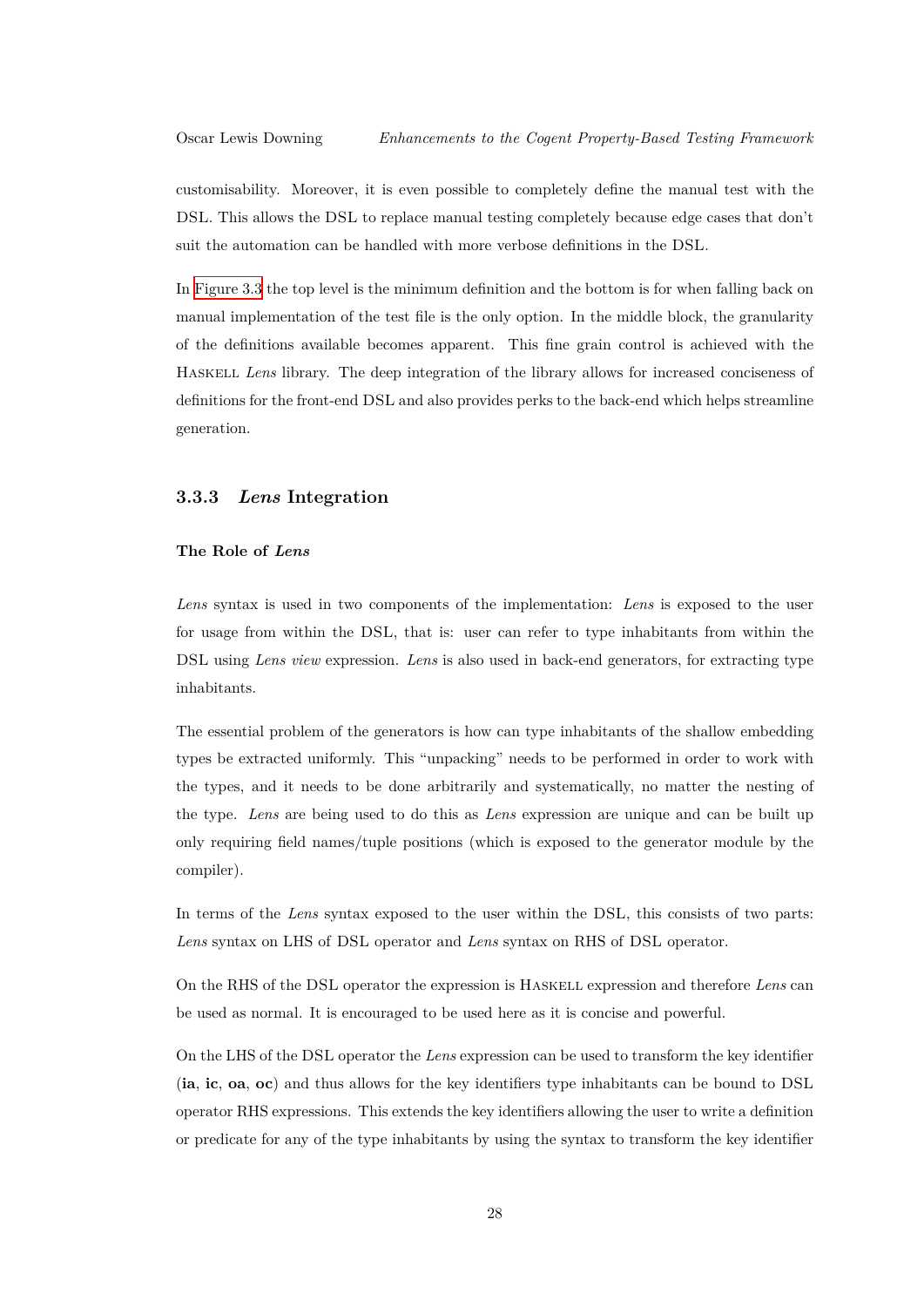customisability. Moreover, it is even possible to completely define the manual test with the DSL. This allows the DSL to replace manual testing completely because edge cases that don't suit the automation can be handled with more verbose definitions in the DSL.

In Figure 3.3 the top level is the minimum definition and the bottom is for when falling back on manual implementation of the test file is the only option. In the middle block, the granularity of the definitions available becomes apparent. This fine grain control is achieved with the Haskell *Lens* library. The deep integration of the library allows for increased conciseness of definitions for the front-end DSL and also provides perks to the back-end which helps streamline generation.

### 3.3.3 *Lens* Integration

#### The Role of *Lens*

*Lens* syntax is used in two components of the implementation: *Lens* is exposed to the user for usage from within the DSL, that is: user can refer to type inhabitants from within the DSL using *Lens view* expression. *Lens* is also used in back-end generators, for extracting type inhabitants.

The essential problem of the generators is how can type inhabitants of the shallow embedding types be extracted uniformly. This "unpacking" needs to be performed in order to work with the types, and it needs to be done arbitrarily and systematically, no matter the nesting of the type. *Lens* are being used to do this as *Lens* expression are unique and can be built up only requiring field names/tuple positions (which is exposed to the generator module by the compiler).

In terms of the *Lens* syntax exposed to the user within the DSL, this consists of two parts: *Lens* syntax on LHS of DSL operator and *Lens* syntax on RHS of DSL operator.

On the RHS of the DSL operator the expression is Haskell expression and therefore *Lens* can be used as normal. It is encouraged to be used here as it is concise and powerful.

On the LHS of the DSL operator the *Lens* expression can be used to transform the key identifier (**ia**, **ic**, **oa**, **oc**) and thus allows for the key identifiers type inhabitants can be bound to DSL operator RHS expressions. This extends the key identifiers allowing the user to write a definition or predicate for any of the type inhabitants by using the syntax to transform the key identifier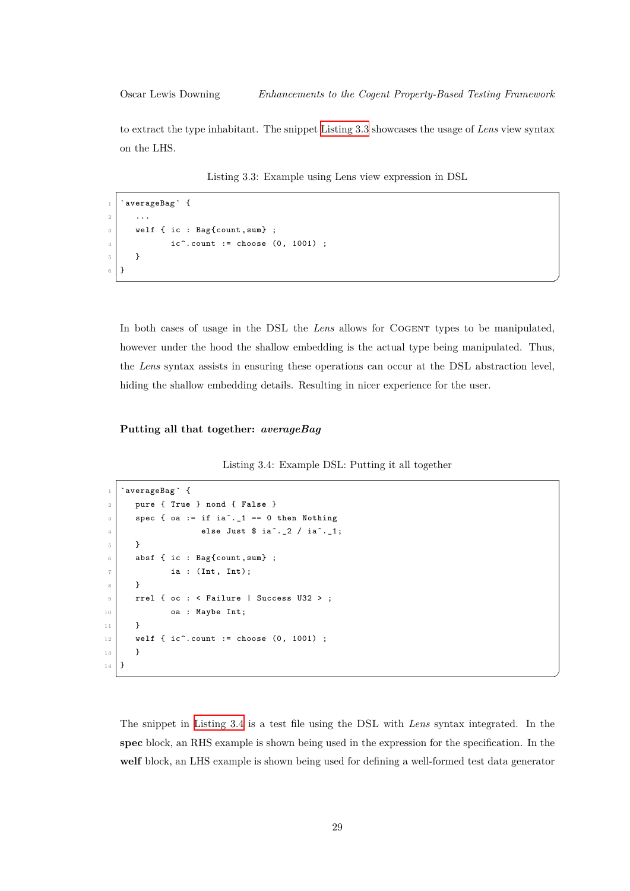to extract the type inhabitant. The snippet Listing 3.3 showcases the usage of *Lens* view syntax on the LHS.

Listing 3.3: Example using Lens view expression in DSL

```
`averageBag` {
   ...
   welf { ic : Bag{count,sum} ;
          ic^.count := choose (0, 1001) ;
   }
}
```

In both cases of usage in the DSL the *Lens* allows for COGENT types to be manipulated, however under the hood the shallow embedding is the actual type being manipulated. Thus, the *Lens* syntax assists in ensuring these operations can occur at the DSL abstraction level, hiding the shallow embedding details. Resulting in nicer experience for the user.

#### Putting all that together: *averageBag*

Listing 3.4: Example DSL: Putting it all together

```
`averageBag` {
   pure { True } nond { False }
   spec { oa := if ia^._1 == 0 then Nothing
                 else Just $ ia^._2 / ia^._1;
   }
   absf { ic : Bag{count,sum} ;
          ia : (Int, Int);
   }
   rrel { oc : < Failure | Success U32 > ;
          oa : Maybe Int;
   }
   welf { ic^.count := choose (0, 1001) ;
   }
}
```

The snippet in Listing 3.4 is a test file using the DSL with *Lens* syntax integrated. In the **spec** block, an RHS example is shown being used in the expression for the specification. In the **welf** block, an LHS example is shown being used for defining a well-formed test data generator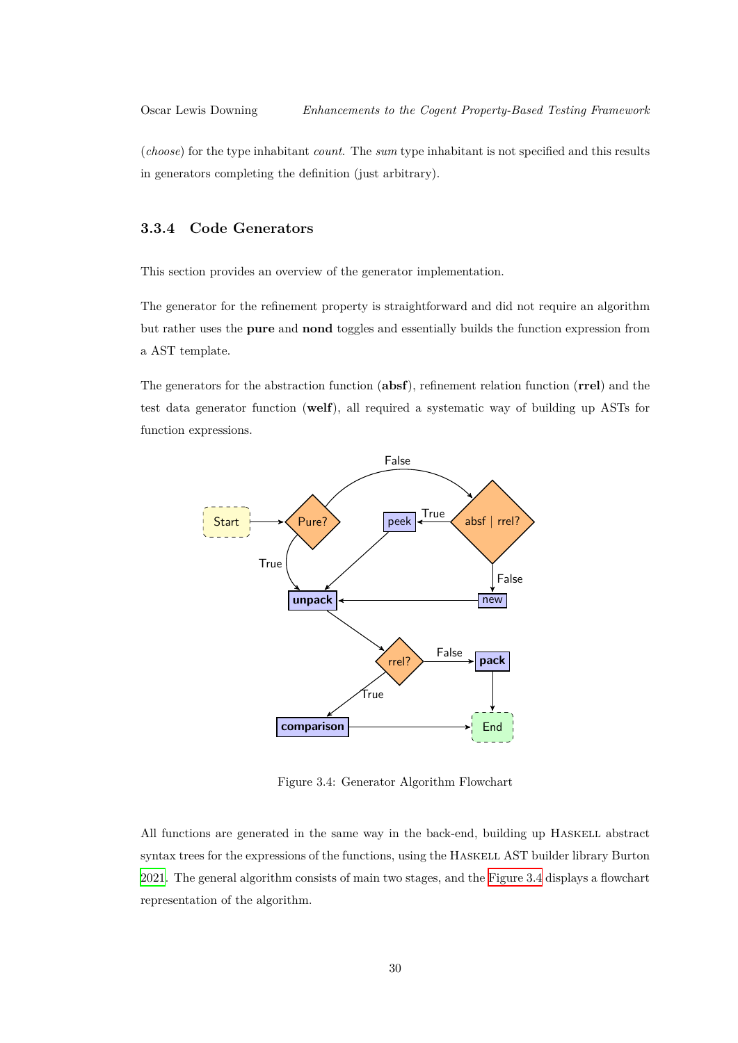(*choose*) for the type inhabitant *count*. The *sum* type inhabitant is not specified and this results in generators completing the definition (just arbitrary).

### 3.3.4 Code Generators

This section provides an overview of the generator implementation.

The generator for the refinement property is straightforward and did not require an algorithm but rather uses the **pure** and **nond** toggles and essentially builds the function expression from a AST template.

The generators for the abstraction function (**absf**), refinement relation function (**rrel**) and the test data generator function (**welf**), all required a systematic way of building up ASTs for function expressions.

Figure 3.4: Generator Algorithm Flowchart

All functions are generated in the same way in the back-end, building up Haskell abstract syntax trees for the expressions of the functions, using the Haskell AST builder library Burton 2021. The general algorithm consists of main two stages, and the Figure 3.4 displays a flowchart representation of the algorithm.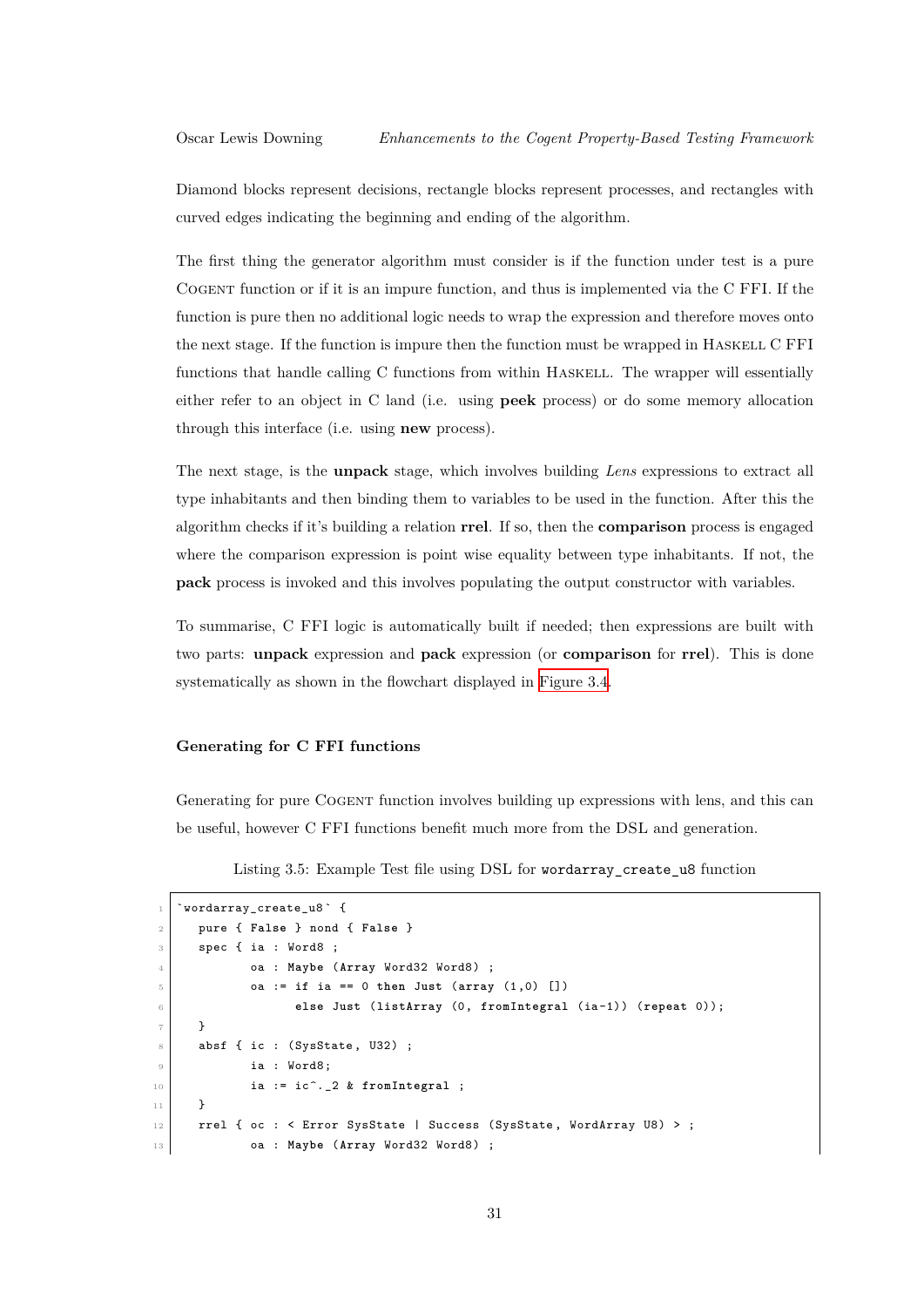Diamond blocks represent decisions, rectangle blocks represent processes, and rectangles with curved edges indicating the beginning and ending of the algorithm.

The first thing the generator algorithm must consider is if the function under test is a pure COGENT function or if it is an impure function, and thus is implemented via the C FFI. If the function is pure then no additional logic needs to wrap the expression and therefore moves onto the next stage. If the function is impure then the function must be wrapped in HASKELL C FFI functions that handle calling C functions from within HASKELL. The wrapper will essentially either refer to an object in C land (i.e. using **peek** process) or do some memory allocation through this interface (i.e. using **new** process).

The next stage, is the **unpack** stage, which involves building *Lens* expressions to extract all type inhabitants and then binding them to variables to be used in the function. After this the algorithm checks if it's building a relation **rrel**. If so, then the **comparison** process is engaged where the comparison expression is point wise equality between type inhabitants. If not, the **pack** process is invoked and this involves populating the output constructor with variables.

To summarise, C FFI logic is automatically built if needed; then expressions are built with two parts: **unpack** expression and **pack** expression (or **comparison** for **rrel**). This is done systematically as shown in the flowchart displayed in Figure 3.4.

#### Generating for C FFI functions

Generating for pure COGENT function involves building up expressions with lens, and this can be useful, however C FFI functions benefit much more from the DSL and generation.

Listing 3.5: Example Test file using DSL for `wordarray_create_u8` function

```
`wordarray_create_u8` {
  pure { False } nond { False }
  spec { ia : Word8 ;
         oa : Maybe (Array Word32 Word8) ;
         oa := if ia == 0 then Just (array (1,0) [])
                else Just (listArray (0, fromIntegral (ia-1)) (repeat 0));
  }
  absf { ic : (SysState, U32) ;
         ia : Word8;
         ia := ic^._2 & fromIntegral ;
  }
  rrel { oc : < Error SysState | Success (SysState, WordArray U8) > ;
         oa : Maybe (Array Word32 Word8) ;
```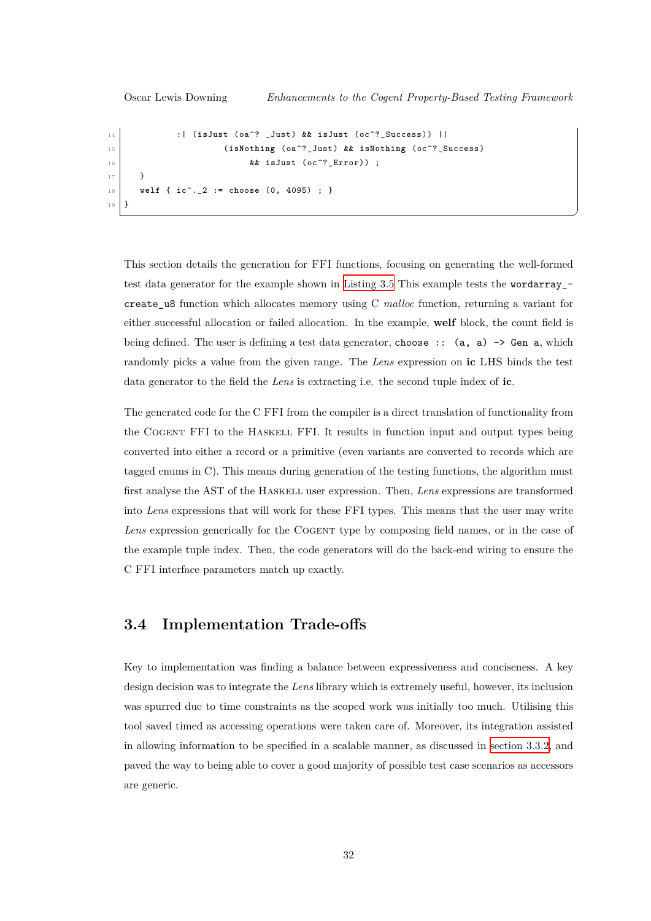```
          :| (isJust (oa^? _Just) && isJust (oc^?_Success)) ||
                 (isNothing (oa^?_Just) && isNothing (oc^?_Success)
                     && isJust (oc^?_Error)) ;
  }
  welf { ic^._2 := choose (0, 4095) ; }
}
```

This section details the generation for FFI functions, focusing on generating the well-formed test data generator for the example shown in Listing 3.5 This example tests the `wordarray_create_u8` function which allocates memory using C *malloc* function, returning a variant for either successful allocation or failed allocation. In the example, **welf** block, the count field is being defined. The user is defining a test data generator, `choose :: (a, a) -> Gen a`, which randomly picks a value from the given range. The *Lens* expression on **ic** LHS binds the test data generator to the field the *Lens* is extracting i.e. the second tuple index of **ic**.

The generated code for the C FFI from the compiler is a direct translation of functionality from the Cogent FFI to the Haskell FFI. It results in function input and output types being converted into either a record or a primitive (even variants are converted to records which are tagged enums in C). This means during generation of the testing functions, the algorithm must first analyse the AST of the Haskell user expression. Then, *Lens* expressions are transformed into *Lens* expressions that will work for these FFI types. This means that the user may write *Lens* expression generically for the Cogent type by composing field names, or in the case of the example tuple index. Then, the code generators will do the back-end wiring to ensure the C FFI interface parameters match up exactly.

## 3.4 Implementation Trade-offs

Key to implementation was finding a balance between expressiveness and conciseness. A key design decision was to integrate the *Lens* library which is extremely useful, however, its inclusion was spurred due to time constraints as the scoped work was initially too much. Utilising this tool saved timed as accessing operations were taken care of. Moreover, its integration assisted in allowing information to be specified in a scalable manner, as discussed in section 3.3.2, and paved the way to being able to cover a good majority of possible test case scenarios as accessors are generic.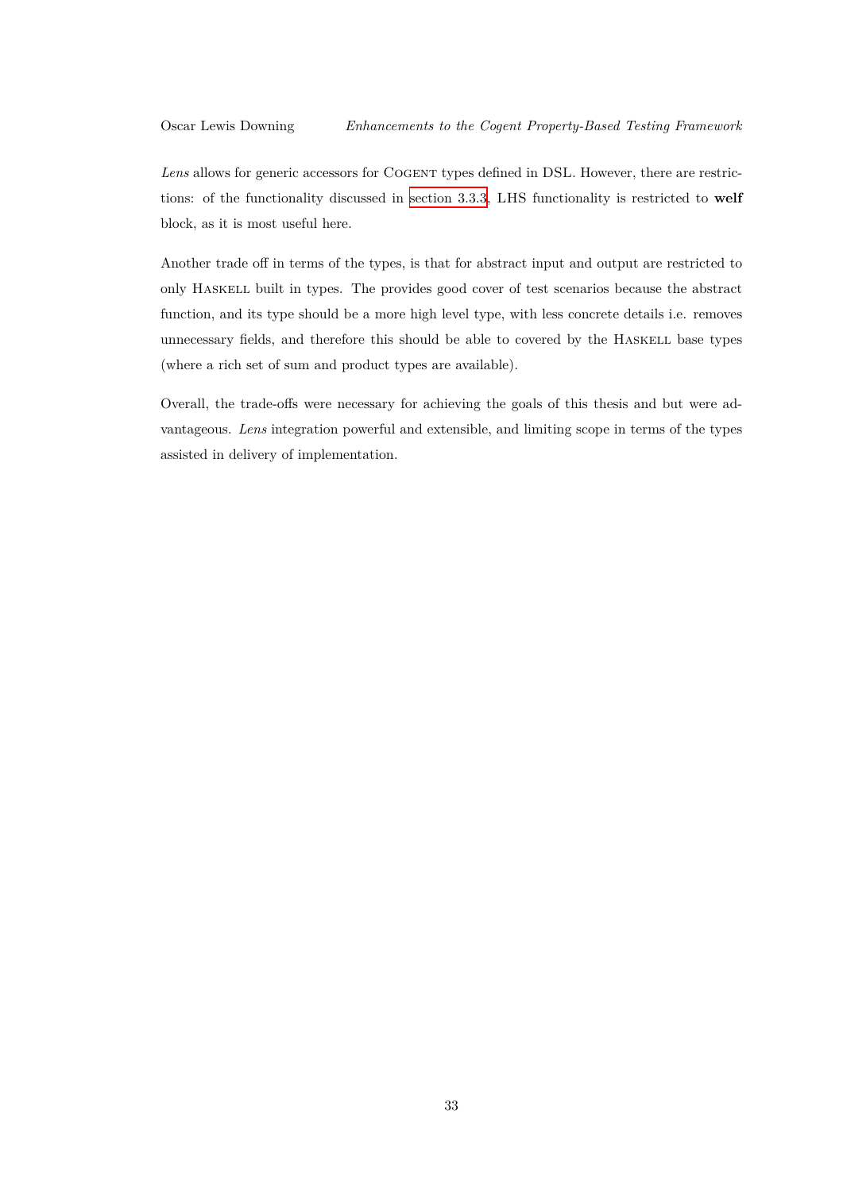*Lens* allows for generic accessors for Cogent types defined in DSL. However, there are restrictions: of the functionality discussed in section 3.3.3, LHS functionality is restricted to **welf** block, as it is most useful here.

Another trade off in terms of the types, is that for abstract input and output are restricted to only Haskell built in types. The provides good cover of test scenarios because the abstract function, and its type should be a more high level type, with less concrete details i.e. removes unnecessary fields, and therefore this should be able to covered by the Haskell base types (where a rich set of sum and product types are available).

Overall, the trade-offs were necessary for achieving the goals of this thesis and but were advantageous. *Lens* integration powerful and extensible, and limiting scope in terms of the types assisted in delivery of implementation.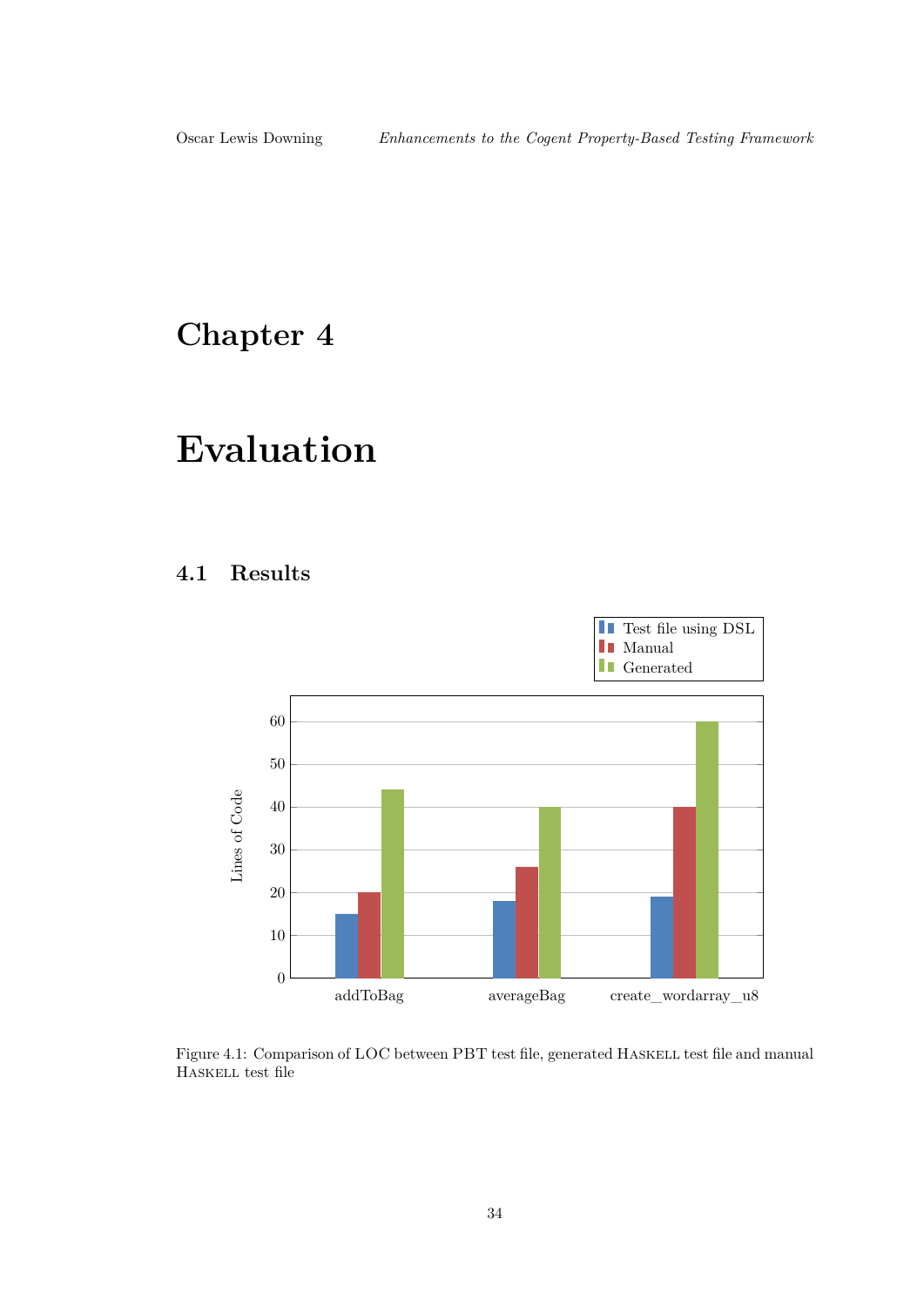# Chapter 4

# Evaluation

## 4.1 Results

Figure 4.1: Comparison of LOC between PBT test file, generated HASKELL test file and manual HASKELL test file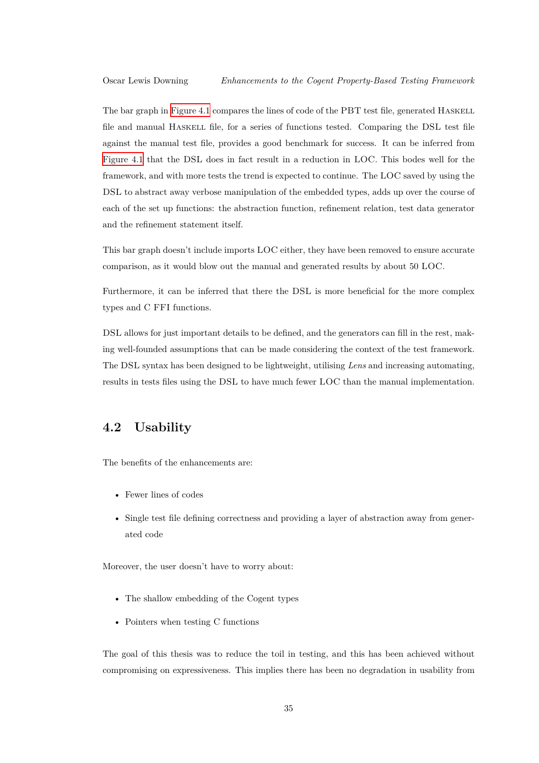The bar graph in Figure 4.1 compares the lines of code of the PBT test file, generated Haskell file and manual Haskell file, for a series of functions tested. Comparing the DSL test file against the manual test file, provides a good benchmark for success. It can be inferred from Figure 4.1 that the DSL does in fact result in a reduction in LOC. This bodes well for the framework, and with more tests the trend is expected to continue. The LOC saved by using the DSL to abstract away verbose manipulation of the embedded types, adds up over the course of each of the set up functions: the abstraction function, refinement relation, test data generator and the refinement statement itself.

This bar graph doesn't include imports LOC either, they have been removed to ensure accurate comparison, as it would blow out the manual and generated results by about 50 LOC.

Furthermore, it can be inferred that there the DSL is more beneficial for the more complex types and C FFI functions.

DSL allows for just important details to be defined, and the generators can fill in the rest, making well-founded assumptions that can be made considering the context of the test framework. The DSL syntax has been designed to be lightweight, utilising *Lens* and increasing automating, results in tests files using the DSL to have much fewer LOC than the manual implementation.

## 4.2 Usability

The benefits of the enhancements are:

- Fewer lines of codes
- Single test file defining correctness and providing a layer of abstraction away from generated code

Moreover, the user doesn't have to worry about:

- The shallow embedding of the Cogent types
- Pointers when testing C functions

The goal of this thesis was to reduce the toil in testing, and this has been achieved without compromising on expressiveness. This implies there has been no degradation in usability from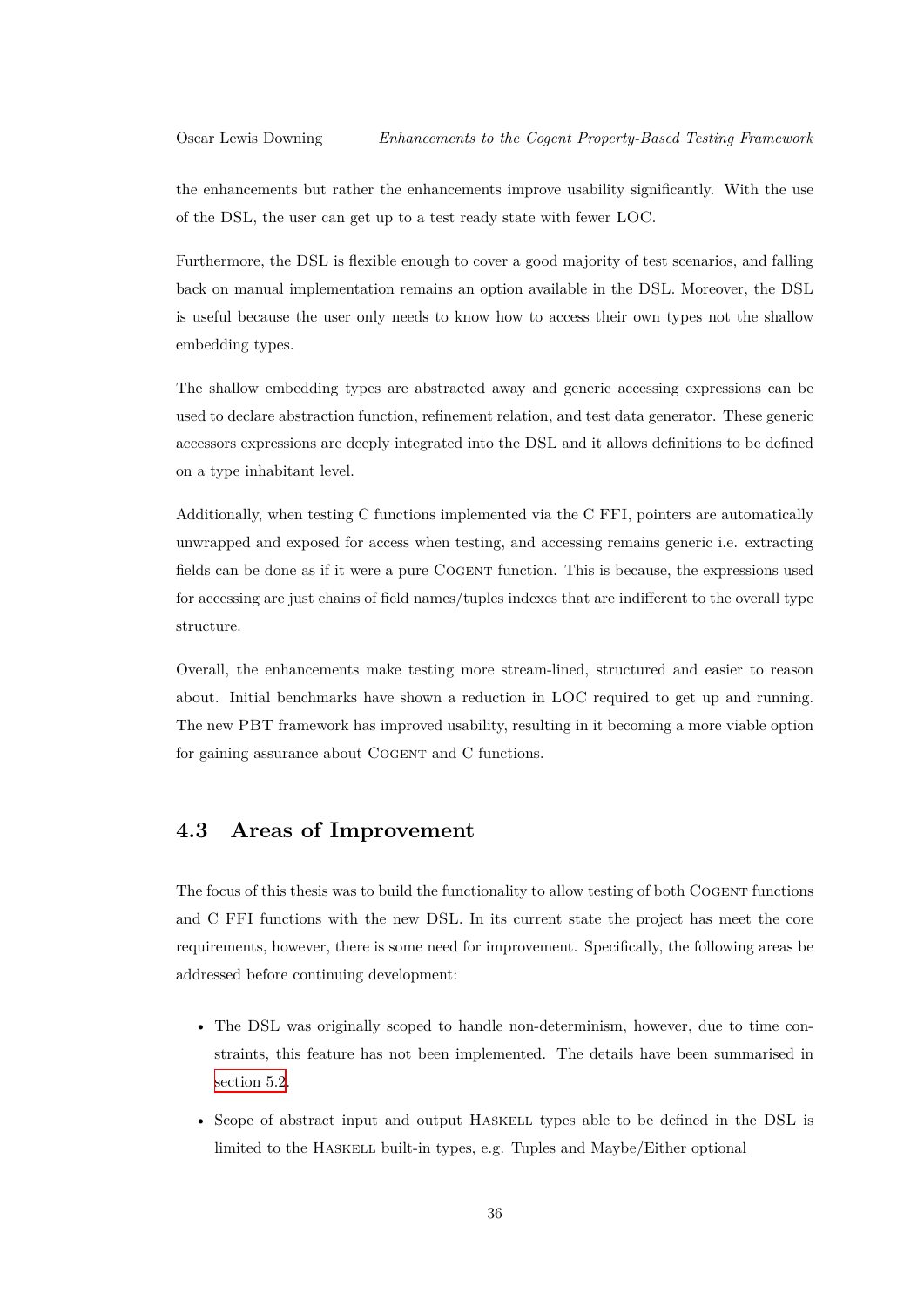the enhancements but rather the enhancements improve usability significantly. With the use of the DSL, the user can get up to a test ready state with fewer LOC.

Furthermore, the DSL is flexible enough to cover a good majority of test scenarios, and falling back on manual implementation remains an option available in the DSL. Moreover, the DSL is useful because the user only needs to know how to access their own types not the shallow embedding types.

The shallow embedding types are abstracted away and generic accessing expressions can be used to declare abstraction function, refinement relation, and test data generator. These generic accessors expressions are deeply integrated into the DSL and it allows definitions to be defined on a type inhabitant level.

Additionally, when testing C functions implemented via the C FFI, pointers are automatically unwrapped and exposed for access when testing, and accessing remains generic i.e. extracting fields can be done as if it were a pure Cogent function. This is because, the expressions used for accessing are just chains of field names/tuples indexes that are indifferent to the overall type structure.

Overall, the enhancements make testing more stream-lined, structured and easier to reason about. Initial benchmarks have shown a reduction in LOC required to get up and running. The new PBT framework has improved usability, resulting in it becoming a more viable option for gaining assurance about Cogent and C functions.

## 4.3 Areas of Improvement

The focus of this thesis was to build the functionality to allow testing of both Cogent functions and C FFI functions with the new DSL. In its current state the project has meet the core requirements, however, there is some need for improvement. Specifically, the following areas be addressed before continuing development:

- The DSL was originally scoped to handle non-determinism, however, due to time constraints, this feature has not been implemented. The details have been summarised in section 5.2.
- Scope of abstract input and output Haskell types able to be defined in the DSL is limited to the Haskell built-in types, e.g. Tuples and Maybe/Either optional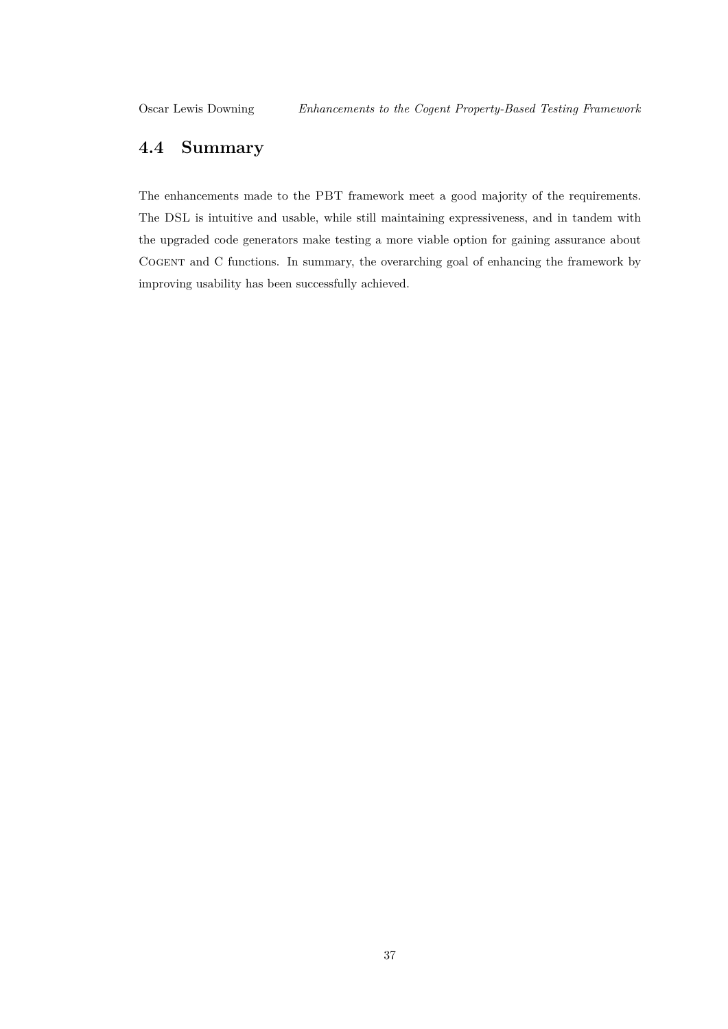## 4.4 Summary

The enhancements made to the PBT framework meet a good majority of the requirements. The DSL is intuitive and usable, while still maintaining expressiveness, and in tandem with the upgraded code generators make testing a more viable option for gaining assurance about COGENT and C functions. In summary, the overarching goal of enhancing the framework by improving usability has been successfully achieved.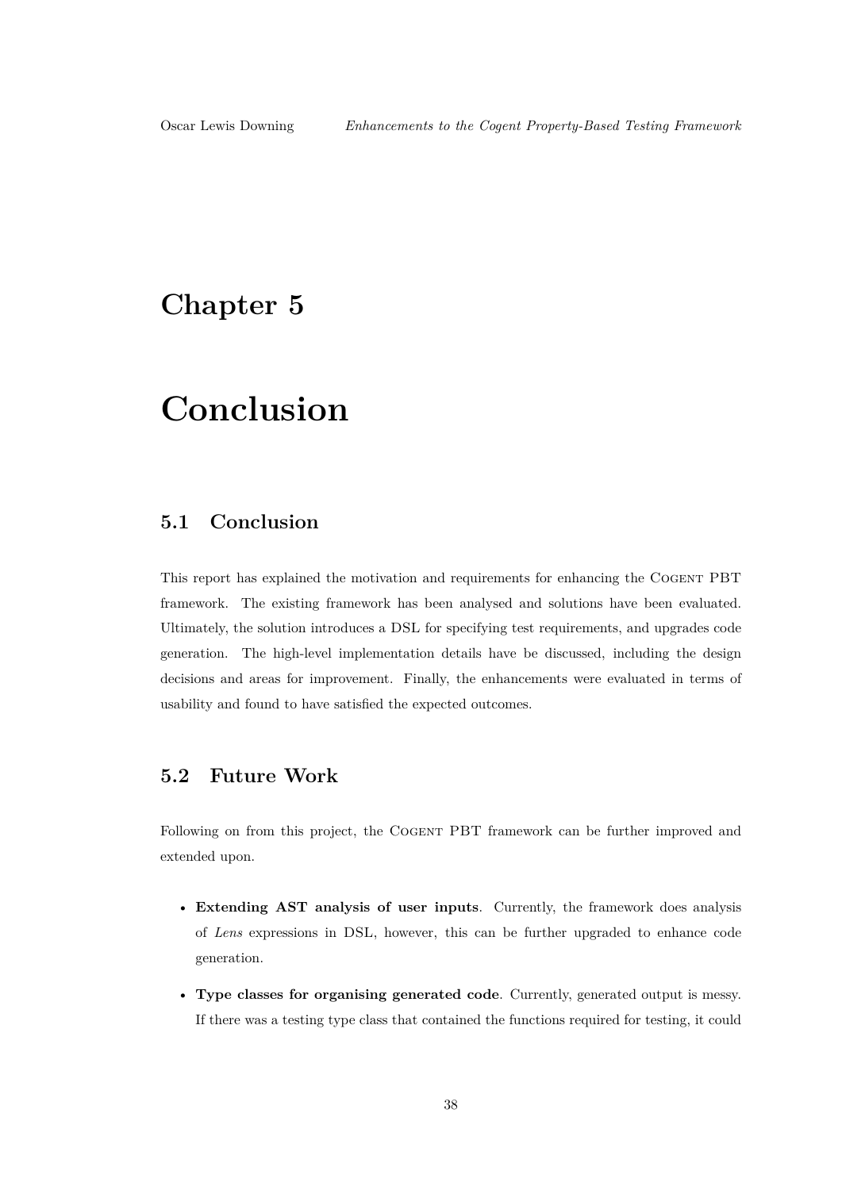# Chapter 5

# Conclusion

## 5.1 Conclusion

This report has explained the motivation and requirements for enhancing the COGENT PBT framework. The existing framework has been analysed and solutions have been evaluated. Ultimately, the solution introduces a DSL for specifying test requirements, and upgrades code generation. The high-level implementation details have be discussed, including the design decisions and areas for improvement. Finally, the enhancements were evaluated in terms of usability and found to have satisfied the expected outcomes.

## 5.2 Future Work

Following on from this project, the COGENT PBT framework can be further improved and extended upon.

- **Extending AST analysis of user inputs**. Currently, the framework does analysis of *Lens* expressions in DSL, however, this can be further upgraded to enhance code generation.
- **Type classes for organising generated code**. Currently, generated output is messy. If there was a testing type class that contained the functions required for testing, it could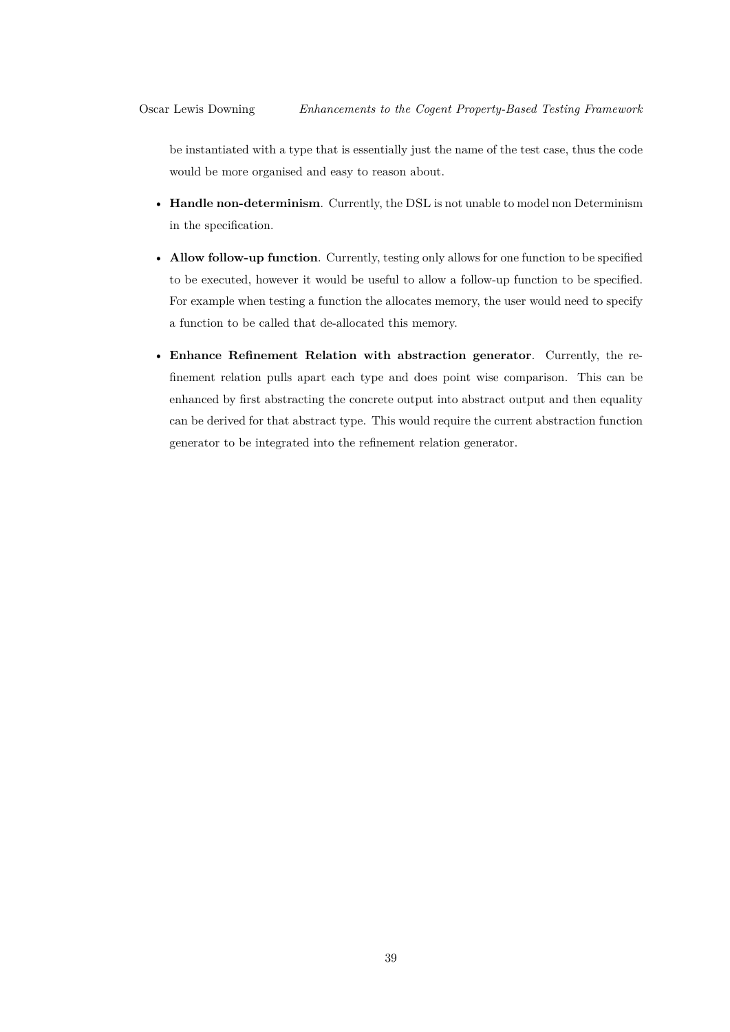be instantiated with a type that is essentially just the name of the test case, thus the code would be more organised and easy to reason about.

- **Handle non-determinism**. Currently, the DSL is not unable to model non Determinism in the specification.
- **Allow follow-up function**. Currently, testing only allows for one function to be specified to be executed, however it would be useful to allow a follow-up function to be specified. For example when testing a function the allocates memory, the user would need to specify a function to be called that de-allocated this memory.
- **Enhance Refinement Relation with abstraction generator**. Currently, the refinement relation pulls apart each type and does point wise comparison. This can be enhanced by first abstracting the concrete output into abstract output and then equality can be derived for that abstract type. This would require the current abstraction function generator to be integrated into the refinement relation generator.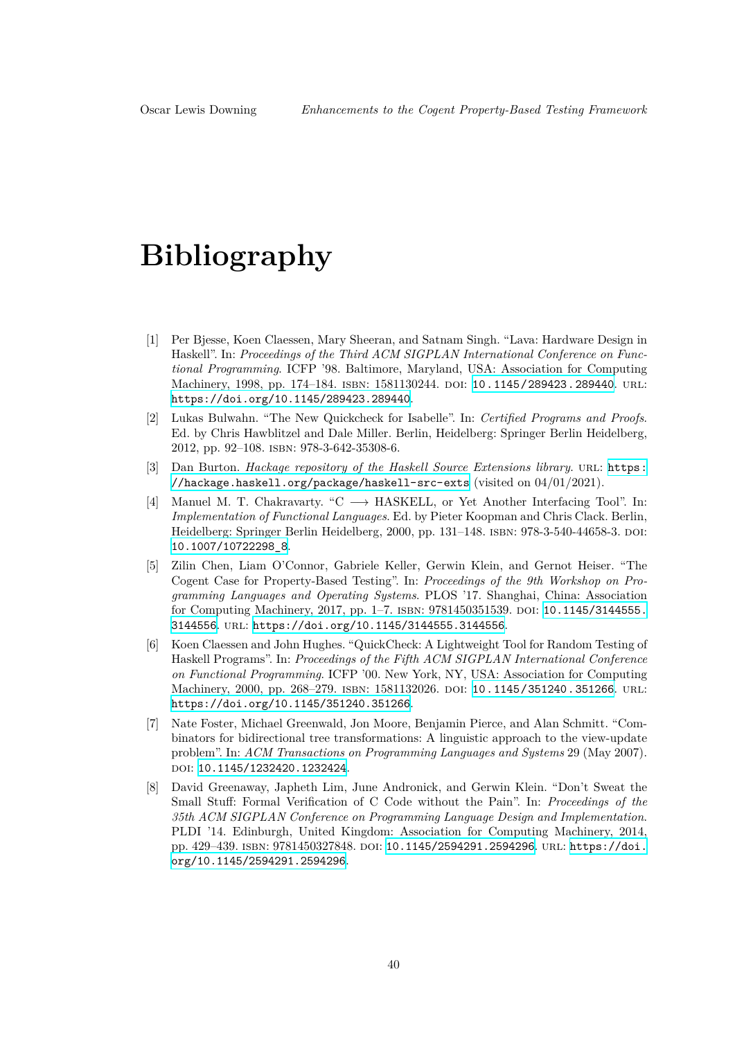# Bibliography

[1] Per Bjesse, Koen Claessen, Mary Sheeran, and Satnam Singh. "Lava: Hardware Design in Haskell". In: *Proceedings of the Third ACM SIGPLAN International Conference on Functional Programming*. ICFP '98. Baltimore, Maryland, USA: Association for Computing Machinery, 1998, pp. 174–184. ISBN: 1581130244. DOI: 10.1145/289423.289440. URL: https://doi.org/10.1145/289423.289440.

[2] Lukas Bulwahn. "The New Quickcheck for Isabelle". In: *Certified Programs and Proofs*. Ed. by Chris Hawblitzel and Dale Miller. Berlin, Heidelberg: Springer Berlin Heidelberg, 2012, pp. 92–108. ISBN: 978-3-642-35308-6.

[3] Dan Burton. *Hackage repository of the Haskell Source Extensions library*. URL: https://hackage.haskell.org/package/haskell-src-exts (visited on 04/01/2021).

[4] Manuel M. T. Chakravarty. "C $\longrightarrow$ HASKELL, or Yet Another Interfacing Tool". In: *Implementation of Functional Languages*. Ed. by Pieter Koopman and Chris Clack. Berlin, Heidelberg: Springer Berlin Heidelberg, 2000, pp. 131–148. ISBN: 978-3-540-44658-3. DOI: 10.1007/10722298_8.

[5] Zilin Chen, Liam O'Connor, Gabriele Keller, Gerwin Klein, and Gernot Heiser. "The Cogent Case for Property-Based Testing". In: *Proceedings of the 9th Workshop on Programming Languages and Operating Systems*. PLOS '17. Shanghai, China: Association for Computing Machinery, 2017, pp. 1–7. ISBN: 9781450351539. DOI: 10.1145/3144555.3144556. URL: https://doi.org/10.1145/3144555.3144556.

[6] Koen Claessen and John Hughes. "QuickCheck: A Lightweight Tool for Random Testing of Haskell Programs". In: *Proceedings of the Fifth ACM SIGPLAN International Conference on Functional Programming*. ICFP '00. New York, NY, USA: Association for Computing Machinery, 2000, pp. 268–279. ISBN: 1581132026. DOI: 10.1145/351240.351266. URL: https://doi.org/10.1145/351240.351266.

[7] Nate Foster, Michael Greenwald, Jon Moore, Benjamin Pierce, and Alan Schmitt. "Combinators for bidirectional tree transformations: A linguistic approach to the view-update problem". In: *ACM Transactions on Programming Languages and Systems* 29 (May 2007). DOI: 10.1145/1232420.1232424.

[8] David Greenaway, Japheth Lim, June Andronick, and Gerwin Klein. "Don't Sweat the Small Stuff: Formal Verification of C Code without the Pain". In: *Proceedings of the 35th ACM SIGPLAN Conference on Programming Language Design and Implementation*. PLDI '14. Edinburgh, United Kingdom: Association for Computing Machinery, 2014, pp. 429–439. ISBN: 9781450327848. DOI: 10.1145/2594291.2594296. URL: https://doi.org/10.1145/2594291.2594296.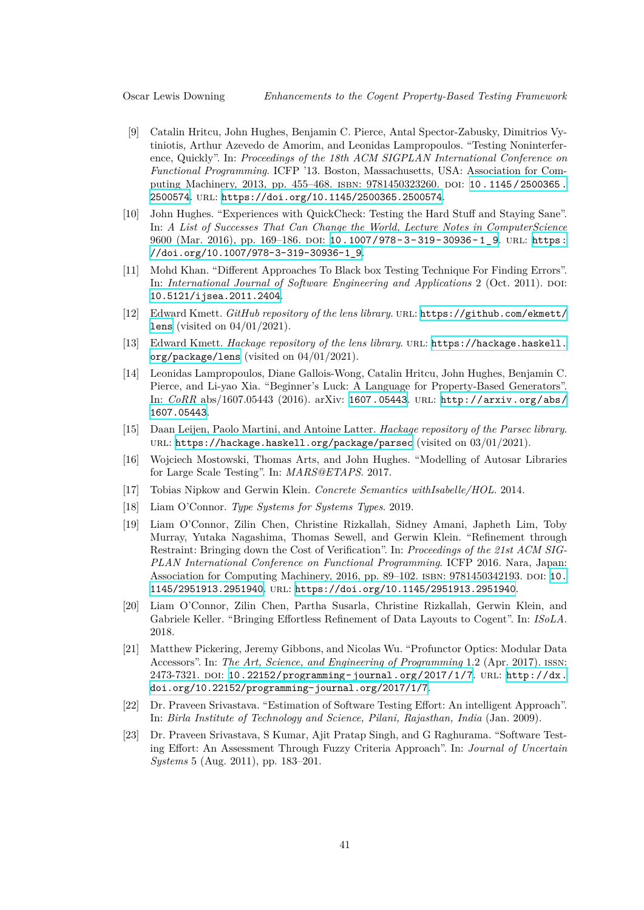[9] Catalin Hritcu, John Hughes, Benjamin C. Pierce, Antal Spector-Zabusky, Dimitrios Vytiniotis, Arthur Azevedo de Amorim, and Leonidas Lampropoulos. "Testing Noninterference, Quickly". In: *Proceedings of the 18th ACM SIGPLAN International Conference on Functional Programming*. ICFP '13. Boston, Massachusetts, USA: Association for Computing Machinery, 2013, pp. 455–468. ISBN: 9781450323260. DOI: `10.1145/2500365.2500574`. URL: `https://doi.org/10.1145/2500365.2500574`.

[10] John Hughes. "Experiences with QuickCheck: Testing the Hard Stuff and Staying Sane". In: *A List of Successes That Can Change the World, Lecture Notes in ComputerScience* 9600 (Mar. 2016), pp. 169–186. DOI: `10.1007/978-3-319-30936-1_9`. URL: `https://doi.org/10.1007/978-3-319-30936-1_9`.

[11] Mohd Khan. "Different Approaches To Black box Testing Technique For Finding Errors". In: *International Journal of Software Engineering and Applications* 2 (Oct. 2011). DOI: `10.5121/ijsea.2011.2404`.

[12] Edward Kmett. *GitHub repository of the lens library*. URL: `https://github.com/ekmett/lens` (visited on 04/01/2021).

[13] Edward Kmett. *Hackage repository of the lens library*. URL: `https://hackage.haskell.org/package/lens` (visited on 04/01/2021).

[14] Leonidas Lampropoulos, Diane Gallois-Wong, Catalin Hritcu, John Hughes, Benjamin C. Pierce, and Li-yao Xia. "Beginner's Luck: A Language for Property-Based Generators". In: *CoRR* abs/1607.05443 (2016). arXiv: `1607.05443`. URL: `http://arxiv.org/abs/1607.05443`.

[15] Daan Leijen, Paolo Martini, and Antoine Latter. *Hackage repository of the Parsec library*. URL: `https://hackage.haskell.org/package/parsec` (visited on 03/01/2021).

[16] Wojciech Mostowski, Thomas Arts, and John Hughes. "Modelling of Autosar Libraries for Large Scale Testing". In: *MARS@ETAPS*. 2017.

[17] Tobias Nipkow and Gerwin Klein. *Concrete Semantics withIsabelle/HOL*. 2014.

[18] Liam O'Connor. *Type Systems for Systems Types*. 2019.

[19] Liam O'Connor, Zilin Chen, Christine Rizkallah, Sidney Amani, Japheth Lim, Toby Murray, Yutaka Nagashima, Thomas Sewell, and Gerwin Klein. "Refinement through Restraint: Bringing down the Cost of Verification". In: *Proceedings of the 21st ACM SIGPLAN International Conference on Functional Programming*. ICFP 2016. Nara, Japan: Association for Computing Machinery, 2016, pp. 89–102. ISBN: 9781450342193. DOI: `10.1145/2951913.2951940`. URL: `https://doi.org/10.1145/2951913.2951940`.

[20] Liam O'Connor, Zilin Chen, Partha Susarla, Christine Rizkallah, Gerwin Klein, and Gabriele Keller. "Bringing Effortless Refinement of Data Layouts to Cogent". In: *ISoLA*. 2018.

[21] Matthew Pickering, Jeremy Gibbons, and Nicolas Wu. "Profunctor Optics: Modular Data Accessors". In: *The Art, Science, and Engineering of Programming* 1.2 (Apr. 2017). ISSN: 2473-7321. DOI: `10.22152/programming-journal.org/2017/1/7`. URL: `http://dx.doi.org/10.22152/programming-journal.org/2017/1/7`.

[22] Dr. Praveen Srivastava. "Estimation of Software Testing Effort: An intelligent Approach". In: *Birla Institute of Technology and Science, Pilani, Rajasthan, India* (Jan. 2009).

[23] Dr. Praveen Srivastava, S Kumar, Ajit Pratap Singh, and G Raghurama. "Software Testing Effort: An Assessment Through Fuzzy Criteria Approach". In: *Journal of Uncertain Systems* 5 (Aug. 2011), pp. 183–201.